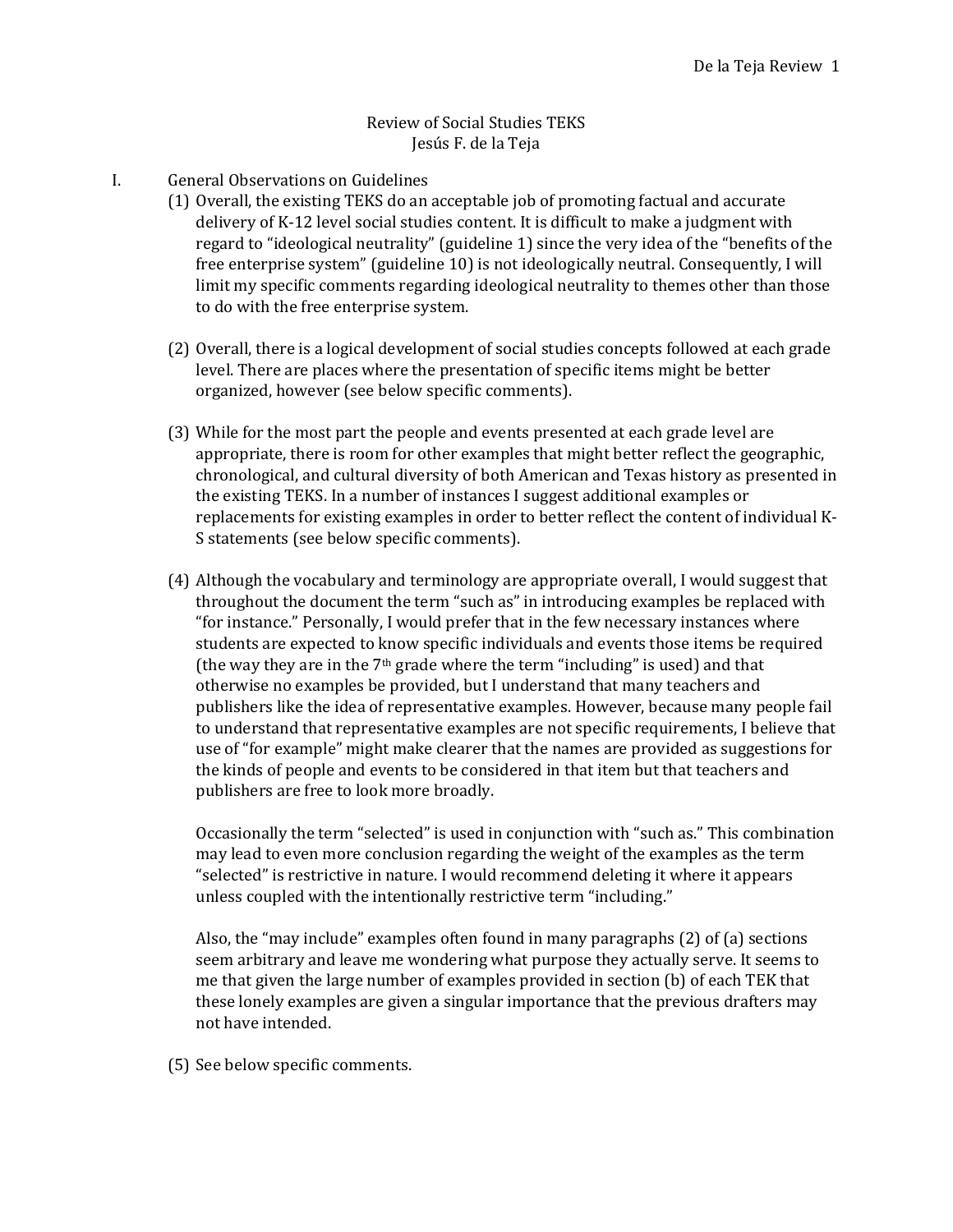# Review of Social Studies TEKS

Jesús F. de la Teja

I. General Observations on Guidelines

(1) Overall, the existing TEKS do an acceptable job of promoting factual and accurate delivery of K-12 level social studies content. It is difficult to make a judgment with regard to "ideological neutrality" (guideline 1) since the very idea of the "benefits of the free enterprise system" (guideline 10) is not ideologically neutral. Consequently, I will limit my specific comments regarding ideological neutrality to themes other than those to do with the free enterprise system.

(2) Overall, there is a logical development of social studies concepts followed at each grade level. There are places where the presentation of specific items might be better organized, however (see below specific comments).

(3) While for the most part the people and events presented at each grade level are appropriate, there is room for other examples that might better reflect the geographic, chronological, and cultural diversity of both American and Texas history as presented in the existing TEKS. In a number of instances I suggest additional examples or replacements for existing examples in order to better reflect the content of individual K-S statements (see below specific comments).

(4) Although the vocabulary and terminology are appropriate overall, I would suggest that throughout the document the term "such as" in introducing examples be replaced with "for instance." Personally, I would prefer that in the few necessary instances where students are expected to know specific individuals and events those items be required (the way they are in the 7th grade where the term "including" is used) and that otherwise no examples be provided, but I understand that many teachers and publishers like the idea of representative examples. However, because many people fail to understand that representative examples are not specific requirements, I believe that use of "for example" might make clearer that the names are provided as suggestions for the kinds of people and events to be considered in that item but that teachers and publishers are free to look more broadly.

Occasionally the term "selected" is used in conjunction with "such as." This combination may lead to even more conclusion regarding the weight of the examples as the term "selected" is restrictive in nature. I would recommend deleting it where it appears unless coupled with the intentionally restrictive term "including."

Also, the "may include" examples often found in many paragraphs (2) of (a) sections seem arbitrary and leave me wondering what purpose they actually serve. It seems to me that given the large number of examples provided in section (b) of each TEK that these lonely examples are given a singular importance that the previous drafters may not have intended.

(5) See below specific comments.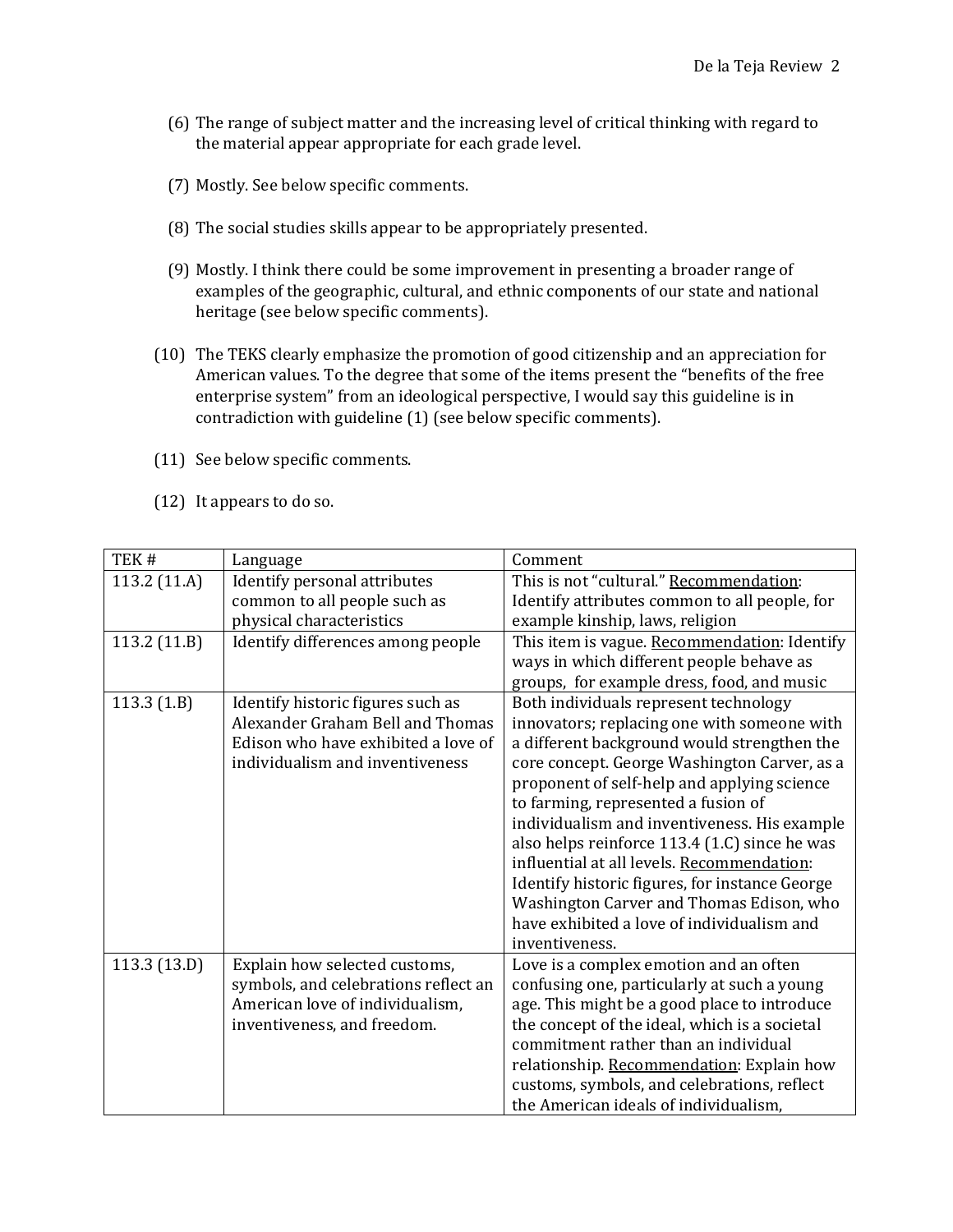(6) The range of subject matter and the increasing level of critical thinking with regard to the material appear appropriate for each grade level.

(7) Mostly. See below specific comments.

(8) The social studies skills appear to be appropriately presented.

(9) Mostly. I think there could be some improvement in presenting a broader range of examples of the geographic, cultural, and ethnic components of our state and national heritage (see below specific comments).

(10) The TEKS clearly emphasize the promotion of good citizenship and an appreciation for American values. To the degree that some of the items present the "benefits of the free enterprise system" from an ideological perspective, I would say this guideline is in contradiction with guideline (1) (see below specific comments).

(11) See below specific comments.

(12) It appears to do so.

| TEK # | Language | Comment |
|---|---|---|
| 113.2 (11.A) | Identify personal attributes common to all people such as physical characteristics | This is not "cultural." Recommendation: Identify attributes common to all people, for example kinship, laws, religion |
| 113.2 (11.B) | Identify differences among people | This item is vague. Recommendation: Identify ways in which different people behave as groups, for example dress, food, and music |
| 113.3 (1.B) | Identify historic figures such as Alexander Graham Bell and Thomas Edison who have exhibited a love of individualism and inventiveness | Both individuals represent technology innovators; replacing one with someone with a different background would strengthen the core concept. George Washington Carver, as a proponent of self-help and applying science to farming, represented a fusion of individualism and inventiveness. His example also helps reinforce 113.4 (1.C) since he was influential at all levels. Recommendation: Identify historic figures, for instance George Washington Carver and Thomas Edison, who have exhibited a love of individualism and inventiveness. |
| 113.3 (13.D) | Explain how selected customs, symbols, and celebrations reflect an American love of individualism, inventiveness, and freedom. | Love is a complex emotion and an often confusing one, particularly at such a young age. This might be a good place to introduce the concept of the ideal, which is a societal commitment rather than an individual relationship. Recommendation: Explain how customs, symbols, and celebrations, reflect the American ideals of individualism, |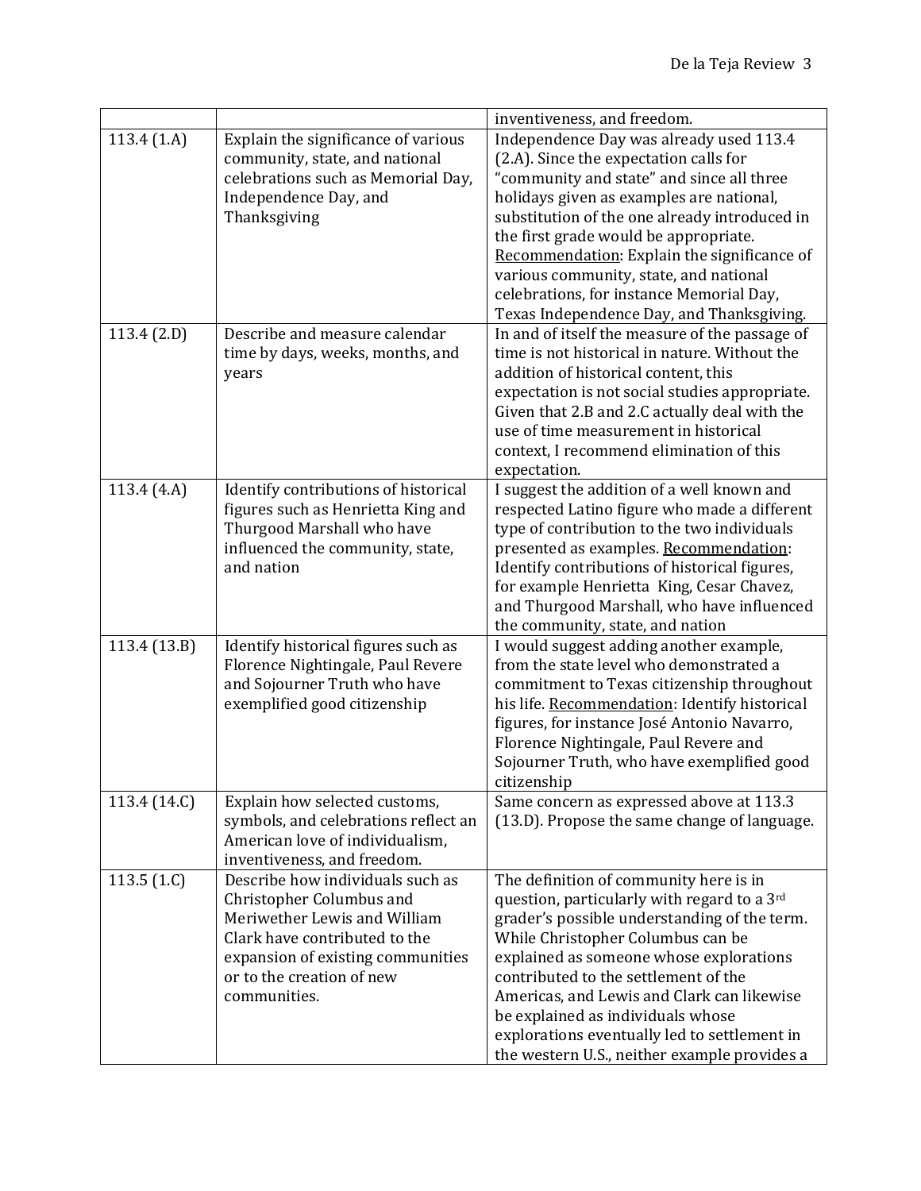| | | |
|---|---|---|
| | | inventiveness, and freedom. |
| 113.4 (1.A) | Explain the significance of various community, state, and national celebrations such as Memorial Day, Independence Day, and Thanksgiving | Independence Day was already used 113.4 (2.A). Since the expectation calls for "community and state" and since all three holidays given as examples are national, substitution of the one already introduced in the first grade would be appropriate. Recommendation: Explain the significance of various community, state, and national celebrations, for instance Memorial Day, Texas Independence Day, and Thanksgiving. |
| 113.4 (2.D) | Describe and measure calendar time by days, weeks, months, and years | In and of itself the measure of the passage of time is not historical in nature. Without the addition of historical content, this expectation is not social studies appropriate. Given that 2.B and 2.C actually deal with the use of time measurement in historical context, I recommend elimination of this expectation. |
| 113.4 (4.A) | Identify contributions of historical figures such as Henrietta King and Thurgood Marshall who have influenced the community, state, and nation | I suggest the addition of a well known and respected Latino figure who made a different type of contribution to the two individuals presented as examples. Recommendation: Identify contributions of historical figures, for example Henrietta King, Cesar Chavez, and Thurgood Marshall, who have influenced the community, state, and nation |
| 113.4 (13.B) | Identify historical figures such as Florence Nightingale, Paul Revere and Sojourner Truth who have exemplified good citizenship | I would suggest adding another example, from the state level who demonstrated a commitment to Texas citizenship throughout his life. Recommendation: Identify historical figures, for instance José Antonio Navarro, Florence Nightingale, Paul Revere and Sojourner Truth, who have exemplified good citizenship |
| 113.4 (14.C) | Explain how selected customs, symbols, and celebrations reflect an American love of individualism, inventiveness, and freedom. | Same concern as expressed above at 113.3 (13.D). Propose the same change of language. |
| 113.5 (1.C) | Describe how individuals such as Christopher Columbus and Meriwether Lewis and William Clark have contributed to the expansion of existing communities or to the creation of new communities. | The definition of community here is in question, particularly with regard to a 3rd grader's possible understanding of the term. While Christopher Columbus can be explained as someone whose explorations contributed to the settlement of the Americas, and Lewis and Clark can likewise be explained as individuals whose explorations eventually led to settlement in the western U.S., neither example provides a |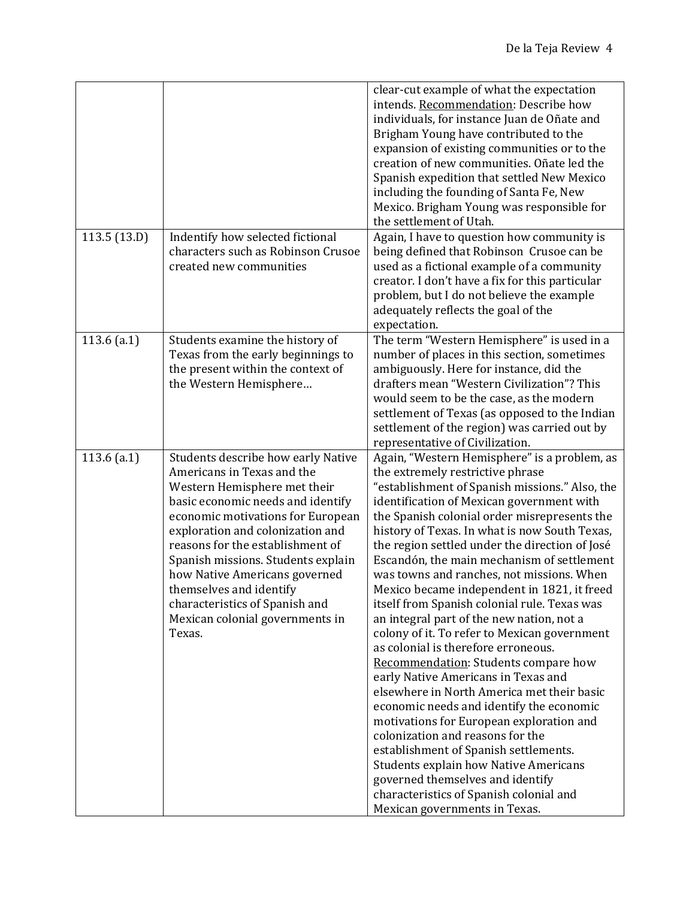| | | |
|---|---|---|
| | | clear-cut example of what the expectation intends. <u>Recommendation</u>: Describe how individuals, for instance Juan de Oñate and Brigham Young have contributed to the expansion of existing communities or to the creation of new communities. Oñate led the Spanish expedition that settled New Mexico including the founding of Santa Fe, New Mexico. Brigham Young was responsible for the settlement of Utah. |
| 113.5 (13.D) | Indentify how selected fictional characters such as Robinson Crusoe created new communities | Again, I have to question how community is being defined that Robinson Crusoe can be used as a fictional example of a community creator. I don't have a fix for this particular problem, but I do not believe the example adequately reflects the goal of the expectation. |
| 113.6 (a.1) | Students examine the history of Texas from the early beginnings to the present within the context of the Western Hemisphere… | The term "Western Hemisphere" is used in a number of places in this section, sometimes ambiguously. Here for instance, did the drafters mean "Western Civilization"? This would seem to be the case, as the modern settlement of Texas (as opposed to the Indian settlement of the region) was carried out by representative of Civilization. |
| 113.6 (a.1) | Students describe how early Native Americans in Texas and the Western Hemisphere met their basic economic needs and identify economic motivations for European exploration and colonization and reasons for the establishment of Spanish missions. Students explain how Native Americans governed themselves and identify characteristics of Spanish and Mexican colonial governments in Texas. | Again, "Western Hemisphere" is a problem, as the extremely restrictive phrase "establishment of Spanish missions." Also, the identification of Mexican government with the Spanish colonial order misrepresents the history of Texas. In what is now South Texas, the region settled under the direction of José Escandón, the main mechanism of settlement was towns and ranches, not missions. When Mexico became independent in 1821, it freed itself from Spanish colonial rule. Texas was an integral part of the new nation, not a colony of it. To refer to Mexican government as colonial is therefore erroneous. <u>Recommendation</u>: Students compare how early Native Americans in Texas and elsewhere in North America met their basic economic needs and identify the economic motivations for European exploration and colonization and reasons for the establishment of Spanish settlements. Students explain how Native Americans governed themselves and identify characteristics of Spanish colonial and Mexican governments in Texas. |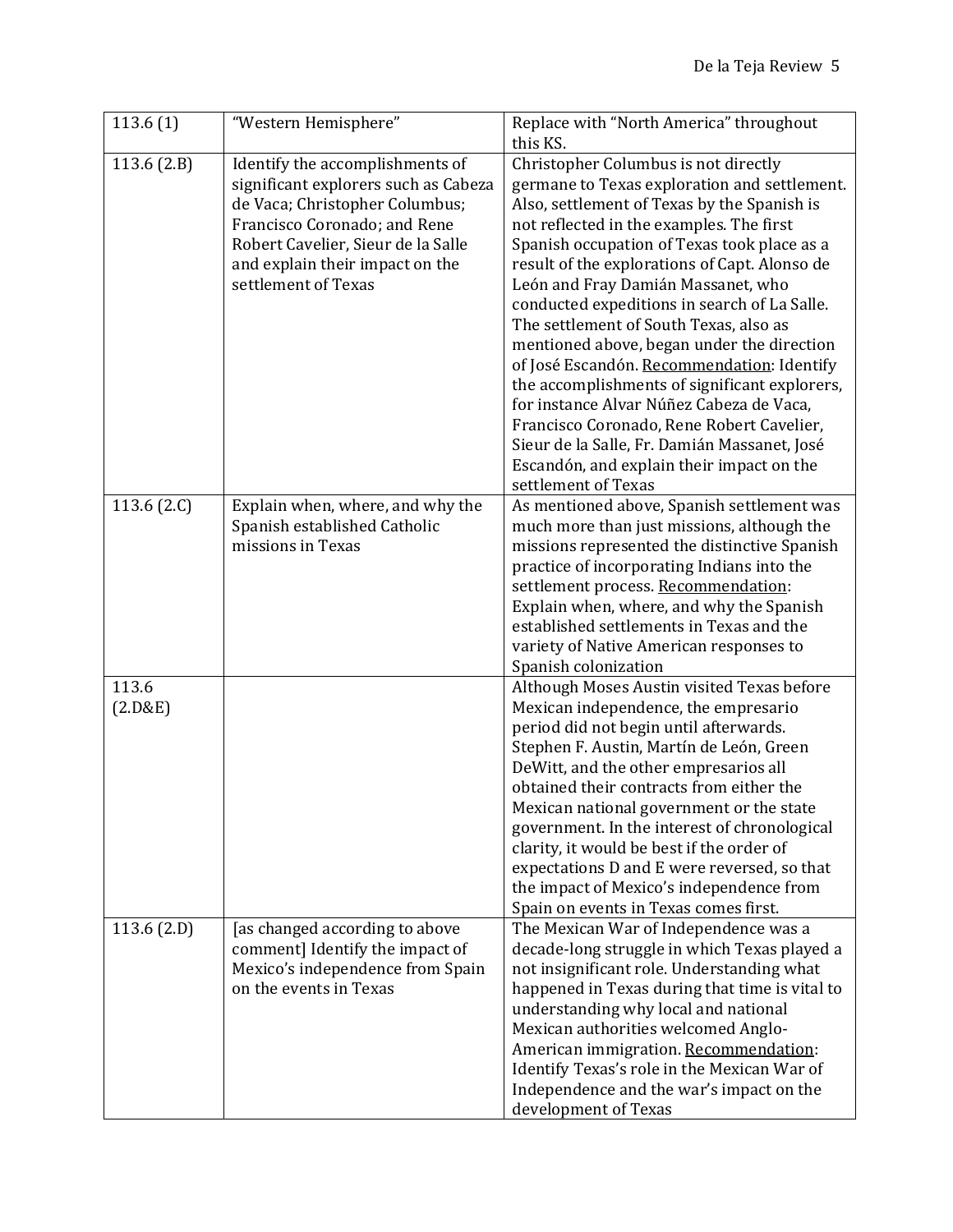| | | |
|---|---|---|
| 113.6 (1) | "Western Hemisphere" | Replace with "North America" throughout this KS. |
| 113.6 (2.B) | Identify the accomplishments of significant explorers such as Cabeza de Vaca; Christopher Columbus; Francisco Coronado; and Rene Robert Cavelier, Sieur de la Salle and explain their impact on the settlement of Texas | Christopher Columbus is not directly germane to Texas exploration and settlement. Also, settlement of Texas by the Spanish is not reflected in the examples. The first Spanish occupation of Texas took place as a result of the explorations of Capt. Alonso de León and Fray Damián Massanet, who conducted expeditions in search of La Salle. The settlement of South Texas, also as mentioned above, began under the direction of José Escandón. <u>Recommendation</u>: Identify the accomplishments of significant explorers, for instance Alvar Núñez Cabeza de Vaca, Francisco Coronado, Rene Robert Cavelier, Sieur de la Salle, Fr. Damián Massanet, José Escandón, and explain their impact on the settlement of Texas |
| 113.6 (2.C) | Explain when, where, and why the Spanish established Catholic missions in Texas | As mentioned above, Spanish settlement was much more than just missions, although the missions represented the distinctive Spanish practice of incorporating Indians into the settlement process. <u>Recommendation</u>: Explain when, where, and why the Spanish established settlements in Texas and the variety of Native American responses to Spanish colonization |
| 113.6 (2.D&E) | | Although Moses Austin visited Texas before Mexican independence, the empresario period did not begin until afterwards. Stephen F. Austin, Martín de León, Green DeWitt, and the other empresarios all obtained their contracts from either the Mexican national government or the state government. In the interest of chronological clarity, it would be best if the order of expectations D and E were reversed, so that the impact of Mexico's independence from Spain on events in Texas comes first. |
| 113.6 (2.D) | [as changed according to above comment] Identify the impact of Mexico's independence from Spain on the events in Texas | The Mexican War of Independence was a decade-long struggle in which Texas played a not insignificant role. Understanding what happened in Texas during that time is vital to understanding why local and national Mexican authorities welcomed Anglo-American immigration. <u>Recommendation</u>: Identify Texas's role in the Mexican War of Independence and the war's impact on the development of Texas |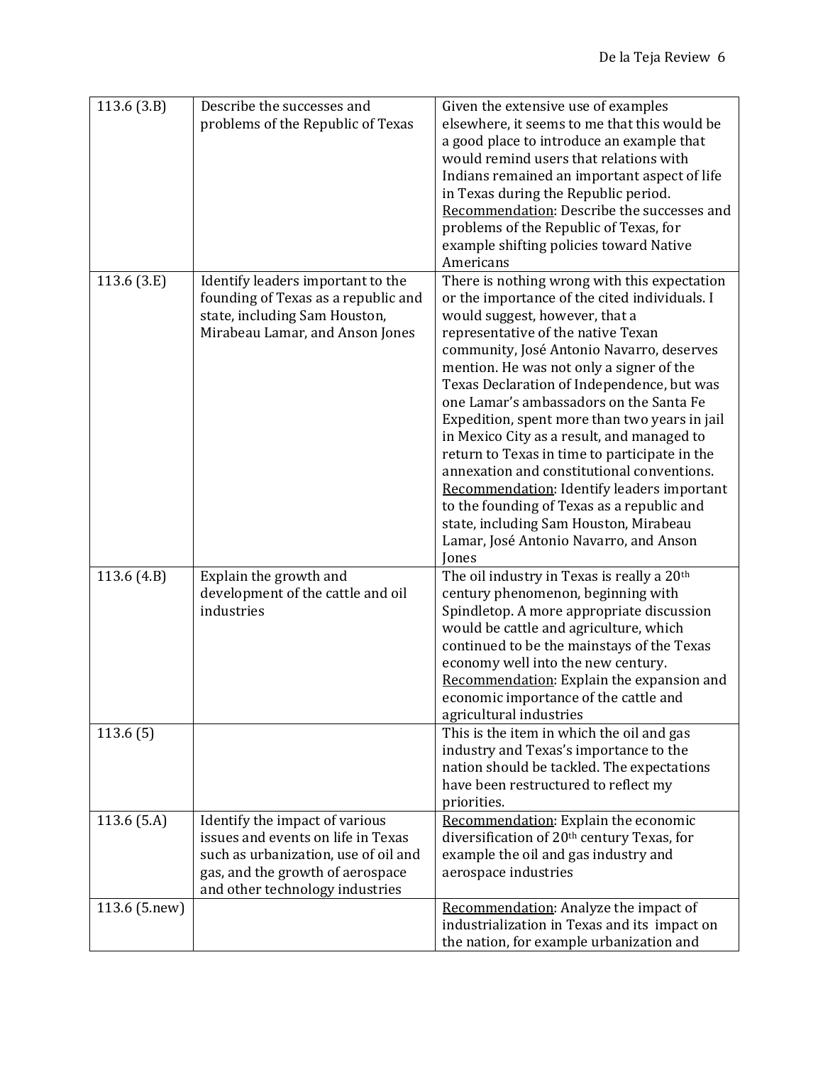| | | |
|---|---|---|
| 113.6 (3.B) | Describe the successes and problems of the Republic of Texas | Given the extensive use of examples elsewhere, it seems to me that this would be a good place to introduce an example that would remind users that relations with Indians remained an important aspect of life in Texas during the Republic period. <u>Recommendation</u>: Describe the successes and problems of the Republic of Texas, for example shifting policies toward Native Americans |
| 113.6 (3.E) | Identify leaders important to the founding of Texas as a republic and state, including Sam Houston, Mirabeau Lamar, and Anson Jones | There is nothing wrong with this expectation or the importance of the cited individuals. I would suggest, however, that a representative of the native Texan community, José Antonio Navarro, deserves mention. He was not only a signer of the Texas Declaration of Independence, but was one Lamar's ambassadors on the Santa Fe Expedition, spent more than two years in jail in Mexico City as a result, and managed to return to Texas in time to participate in the annexation and constitutional conventions. <u>Recommendation</u>: Identify leaders important to the founding of Texas as a republic and state, including Sam Houston, Mirabeau Lamar, José Antonio Navarro, and Anson Jones |
| 113.6 (4.B) | Explain the growth and development of the cattle and oil industries | The oil industry in Texas is really a 20th century phenomenon, beginning with Spindletop. A more appropriate discussion would be cattle and agriculture, which continued to be the mainstays of the Texas economy well into the new century. <u>Recommendation</u>: Explain the expansion and economic importance of the cattle and agricultural industries |
| 113.6 (5) | | This is the item in which the oil and gas industry and Texas's importance to the nation should be tackled. The expectations have been restructured to reflect my priorities. |
| 113.6 (5.A) | Identify the impact of various issues and events on life in Texas such as urbanization, use of oil and gas, and the growth of aerospace and other technology industries | <u>Recommendation</u>: Explain the economic diversification of 20th century Texas, for example the oil and gas industry and aerospace industries |
| 113.6 (5.new) | | <u>Recommendation</u>: Analyze the impact of industrialization in Texas and its impact on the nation, for example urbanization and |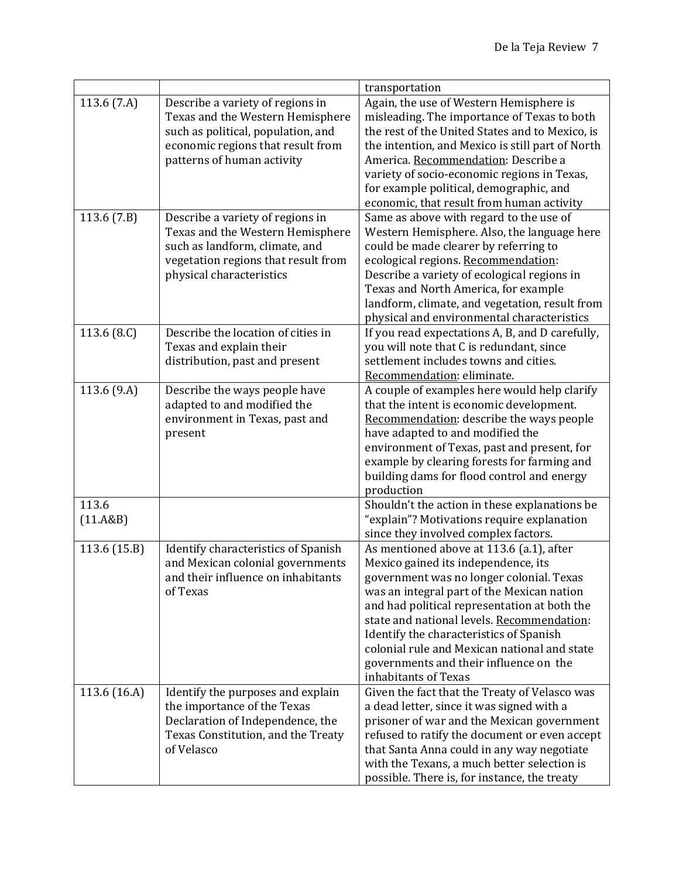|  |  | transportation |
|---|---|---|
| 113.6 (7.A) | Describe a variety of regions in Texas and the Western Hemisphere such as political, population, and economic regions that result from patterns of human activity | Again, the use of Western Hemisphere is misleading. The importance of Texas to both the rest of the United States and to Mexico, is the intention, and Mexico is still part of North America. Recommendation: Describe a variety of socio-economic regions in Texas, for example political, demographic, and economic, that result from human activity |
| 113.6 (7.B) | Describe a variety of regions in Texas and the Western Hemisphere such as landform, climate, and vegetation regions that result from physical characteristics | Same as above with regard to the use of Western Hemisphere. Also, the language here could be made clearer by referring to ecological regions. Recommendation: Describe a variety of ecological regions in Texas and North America, for example landform, climate, and vegetation, result from physical and environmental characteristics |
| 113.6 (8.C) | Describe the location of cities in Texas and explain their distribution, past and present | If you read expectations A, B, and D carefully, you will note that C is redundant, since settlement includes towns and cities. Recommendation: eliminate. |
| 113.6 (9.A) | Describe the ways people have adapted to and modified the environment in Texas, past and present | A couple of examples here would help clarify that the intent is economic development. Recommendation: describe the ways people have adapted to and modified the environment of Texas, past and present, for example by clearing forests for farming and building dams for flood control and energy production |
| 113.6 (11.A&B) |  | Shouldn't the action in these explanations be "explain"? Motivations require explanation since they involved complex factors. |
| 113.6 (15.B) | Identify characteristics of Spanish and Mexican colonial governments and their influence on inhabitants of Texas | As mentioned above at 113.6 (a.1), after Mexico gained its independence, its government was no longer colonial. Texas was an integral part of the Mexican nation and had political representation at both the state and national levels. Recommendation: Identify the characteristics of Spanish colonial rule and Mexican national and state governments and their influence on the inhabitants of Texas |
| 113.6 (16.A) | Identify the purposes and explain the importance of the Texas Declaration of Independence, the Texas Constitution, and the Treaty of Velasco | Given the fact that the Treaty of Velasco was a dead letter, since it was signed with a prisoner of war and the Mexican government refused to ratify the document or even accept that Santa Anna could in any way negotiate with the Texans, a much better selection is possible. There is, for instance, the treaty |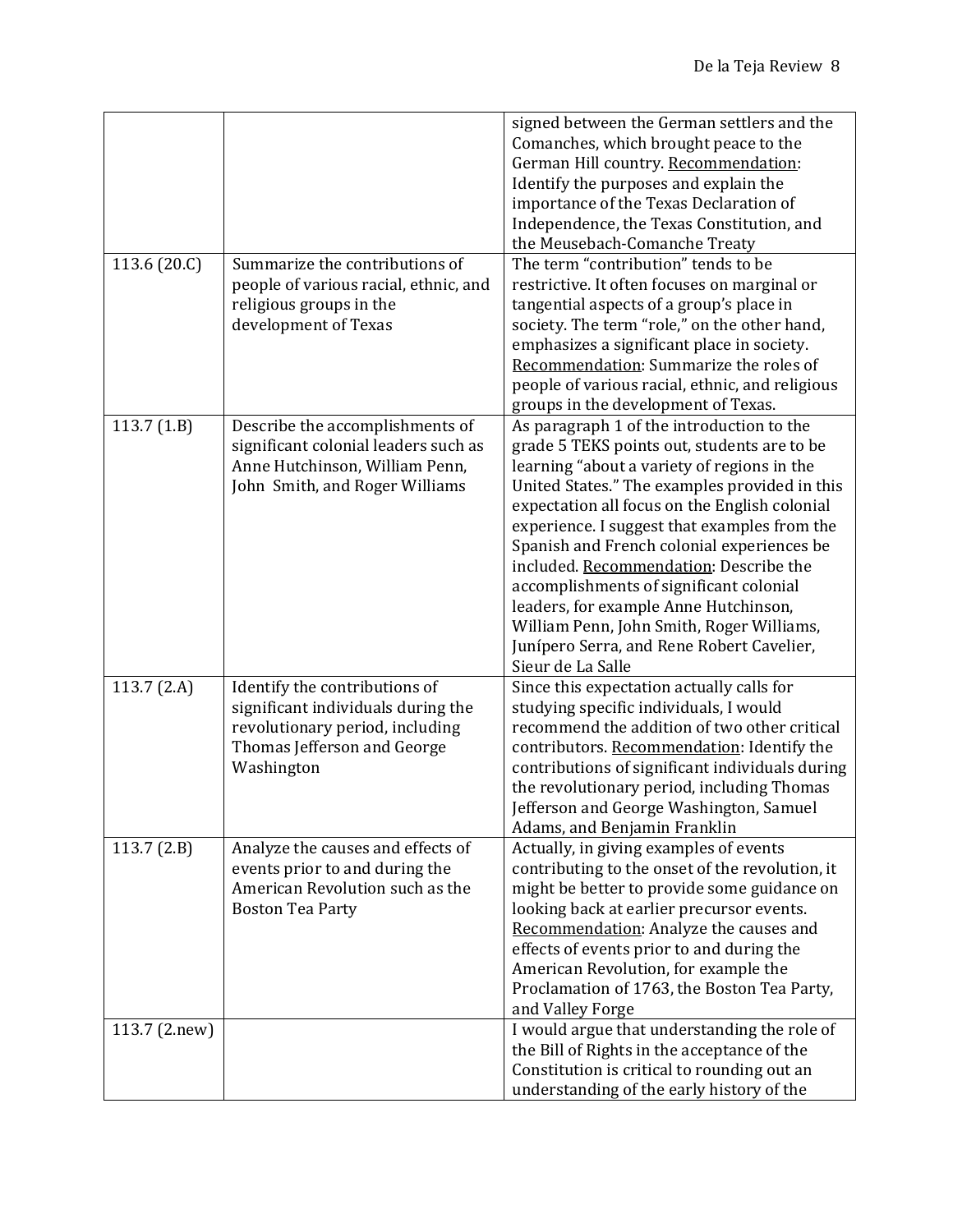|  |  | signed between the German settlers and the Comanches, which brought peace to the German Hill country. <u>Recommendation</u>: Identify the purposes and explain the importance of the Texas Declaration of Independence, the Texas Constitution, and the Meusebach-Comanche Treaty |
|---|---|---|
| 113.6 (20.C) | Summarize the contributions of people of various racial, ethnic, and religious groups in the development of Texas | The term "contribution" tends to be restrictive. It often focuses on marginal or tangential aspects of a group's place in society. The term "role," on the other hand, emphasizes a significant place in society. <u>Recommendation</u>: Summarize the roles of people of various racial, ethnic, and religious groups in the development of Texas. |
| 113.7 (1.B) | Describe the accomplishments of significant colonial leaders such as Anne Hutchinson, William Penn, John Smith, and Roger Williams | As paragraph 1 of the introduction to the grade 5 TEKS points out, students are to be learning "about a variety of regions in the United States." The examples provided in this expectation all focus on the English colonial experience. I suggest that examples from the Spanish and French colonial experiences be included. <u>Recommendation</u>: Describe the accomplishments of significant colonial leaders, for example Anne Hutchinson, William Penn, John Smith, Roger Williams, Junípero Serra, and Rene Robert Cavelier, Sieur de La Salle |
| 113.7 (2.A) | Identify the contributions of significant individuals during the revolutionary period, including Thomas Jefferson and George Washington | Since this expectation actually calls for studying specific individuals, I would recommend the addition of two other critical contributors. <u>Recommendation</u>: Identify the contributions of significant individuals during the revolutionary period, including Thomas Jefferson and George Washington, Samuel Adams, and Benjamin Franklin |
| 113.7 (2.B) | Analyze the causes and effects of events prior to and during the American Revolution such as the Boston Tea Party | Actually, in giving examples of events contributing to the onset of the revolution, it might be better to provide some guidance on looking back at earlier precursor events. <u>Recommendation</u>: Analyze the causes and effects of events prior to and during the American Revolution, for example the Proclamation of 1763, the Boston Tea Party, and Valley Forge |
| 113.7 (2.new) |  | I would argue that understanding the role of the Bill of Rights in the acceptance of the Constitution is critical to rounding out an understanding of the early history of the |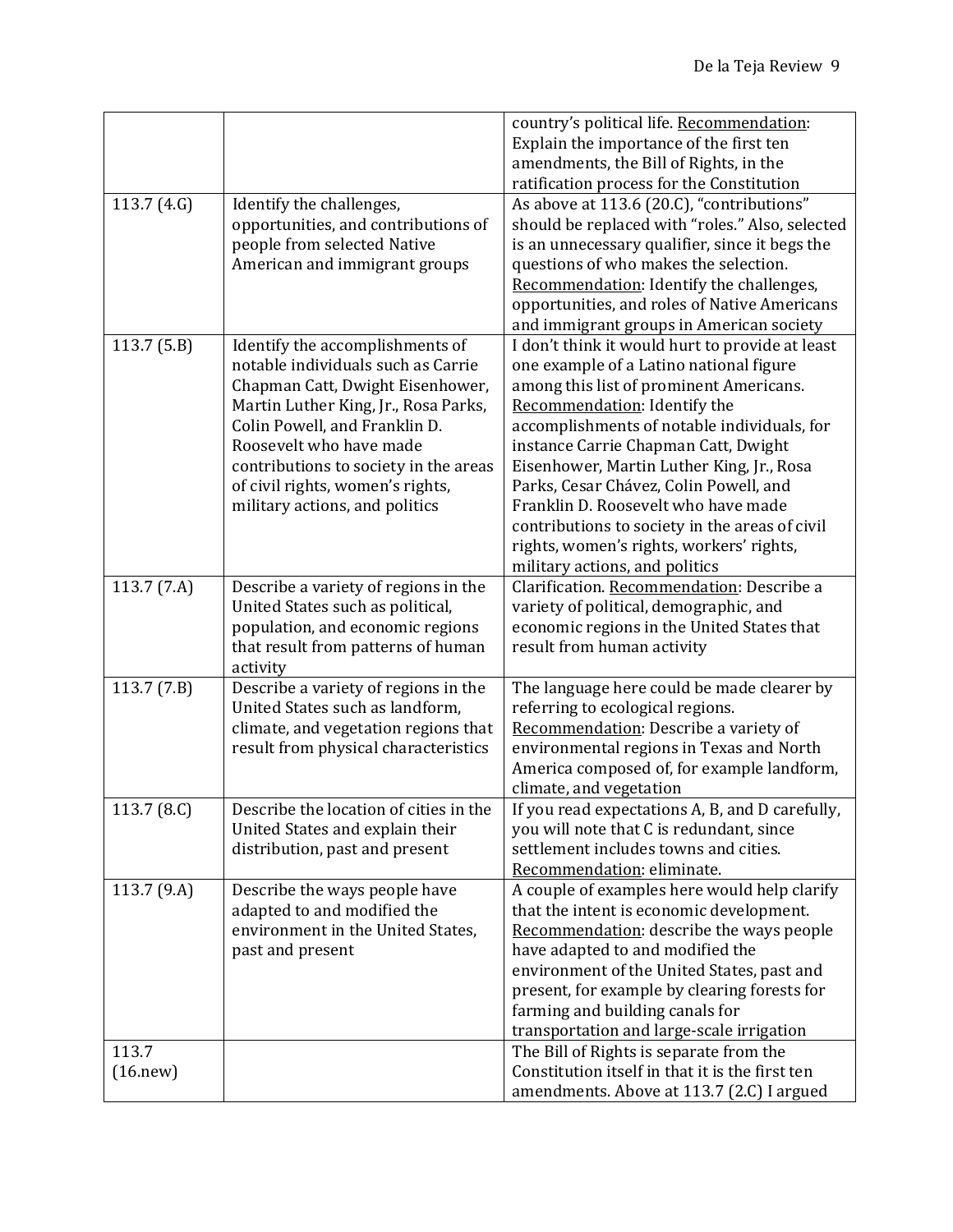| | | |
|---|---|---|
| | | country's political life. Recommendation: Explain the importance of the first ten amendments, the Bill of Rights, in the ratification process for the Constitution |
| 113.7 (4.G) | Identify the challenges, opportunities, and contributions of people from selected Native American and immigrant groups | As above at 113.6 (20.C), "contributions" should be replaced with "roles." Also, selected is an unnecessary qualifier, since it begs the questions of who makes the selection. Recommendation: Identify the challenges, opportunities, and roles of Native Americans and immigrant groups in American society |
| 113.7 (5.B) | Identify the accomplishments of notable individuals such as Carrie Chapman Catt, Dwight Eisenhower, Martin Luther King, Jr., Rosa Parks, Colin Powell, and Franklin D. Roosevelt who have made contributions to society in the areas of civil rights, women's rights, military actions, and politics | I don't think it would hurt to provide at least one example of a Latino national figure among this list of prominent Americans. Recommendation: Identify the accomplishments of notable individuals, for instance Carrie Chapman Catt, Dwight Eisenhower, Martin Luther King, Jr., Rosa Parks, Cesar Chávez, Colin Powell, and Franklin D. Roosevelt who have made contributions to society in the areas of civil rights, women's rights, workers' rights, military actions, and politics |
| 113.7 (7.A) | Describe a variety of regions in the United States such as political, population, and economic regions that result from patterns of human activity | Clarification. Recommendation: Describe a variety of political, demographic, and economic regions in the United States that result from human activity |
| 113.7 (7.B) | Describe a variety of regions in the United States such as landform, climate, and vegetation regions that result from physical characteristics | The language here could be made clearer by referring to ecological regions. Recommendation: Describe a variety of environmental regions in Texas and North America composed of, for example landform, climate, and vegetation |
| 113.7 (8.C) | Describe the location of cities in the United States and explain their distribution, past and present | If you read expectations A, B, and D carefully, you will note that C is redundant, since settlement includes towns and cities. Recommendation: eliminate. |
| 113.7 (9.A) | Describe the ways people have adapted to and modified the environment in the United States, past and present | A couple of examples here would help clarify that the intent is economic development. Recommendation: describe the ways people have adapted to and modified the environment of the United States, past and present, for example by clearing forests for farming and building canals for transportation and large-scale irrigation |
| 113.7 (16.new) | | The Bill of Rights is separate from the Constitution itself in that it is the first ten amendments. Above at 113.7 (2.C) I argued |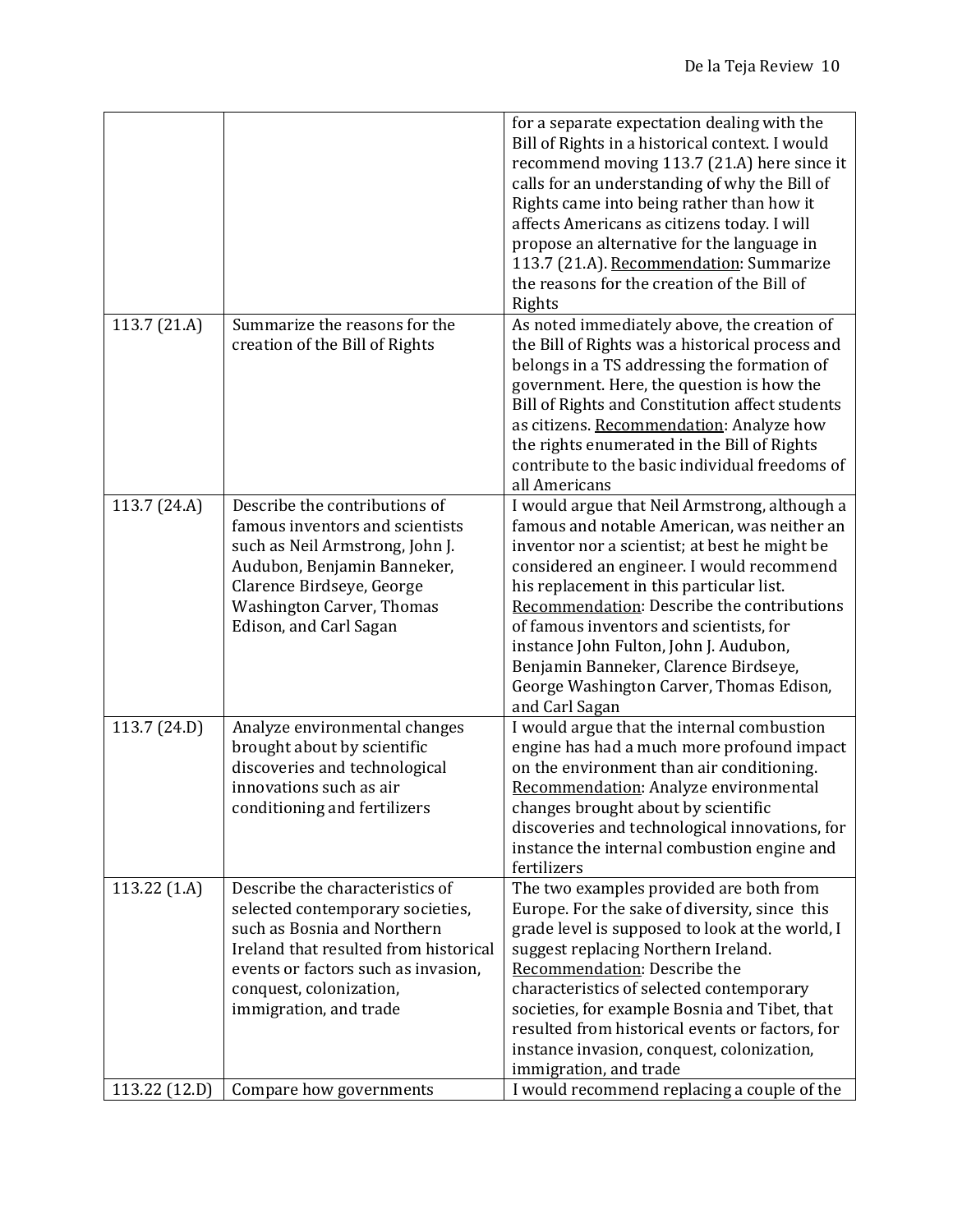| | | |
|---|---|---|
| | | for a separate expectation dealing with the Bill of Rights in a historical context. I would recommend moving 113.7 (21.A) here since it calls for an understanding of why the Bill of Rights came into being rather than how it affects Americans as citizens today. I will propose an alternative for the language in 113.7 (21.A). Recommendation: Summarize the reasons for the creation of the Bill of Rights |
| 113.7 (21.A) | Summarize the reasons for the creation of the Bill of Rights | As noted immediately above, the creation of the Bill of Rights was a historical process and belongs in a TS addressing the formation of government. Here, the question is how the Bill of Rights and Constitution affect students as citizens. Recommendation: Analyze how the rights enumerated in the Bill of Rights contribute to the basic individual freedoms of all Americans |
| 113.7 (24.A) | Describe the contributions of famous inventors and scientists such as Neil Armstrong, John J. Audubon, Benjamin Banneker, Clarence Birdseye, George Washington Carver, Thomas Edison, and Carl Sagan | I would argue that Neil Armstrong, although a famous and notable American, was neither an inventor nor a scientist; at best he might be considered an engineer. I would recommend his replacement in this particular list. Recommendation: Describe the contributions of famous inventors and scientists, for instance John Fulton, John J. Audubon, Benjamin Banneker, Clarence Birdseye, George Washington Carver, Thomas Edison, and Carl Sagan |
| 113.7 (24.D) | Analyze environmental changes brought about by scientific discoveries and technological innovations such as air conditioning and fertilizers | I would argue that the internal combustion engine has had a much more profound impact on the environment than air conditioning. Recommendation: Analyze environmental changes brought about by scientific discoveries and technological innovations, for instance the internal combustion engine and fertilizers |
| 113.22 (1.A) | Describe the characteristics of selected contemporary societies, such as Bosnia and Northern Ireland that resulted from historical events or factors such as invasion, conquest, colonization, immigration, and trade | The two examples provided are both from Europe. For the sake of diversity, since this grade level is supposed to look at the world, I suggest replacing Northern Ireland. Recommendation: Describe the characteristics of selected contemporary societies, for example Bosnia and Tibet, that resulted from historical events or factors, for instance invasion, conquest, colonization, immigration, and trade |
| 113.22 (12.D) | Compare how governments | I would recommend replacing a couple of the |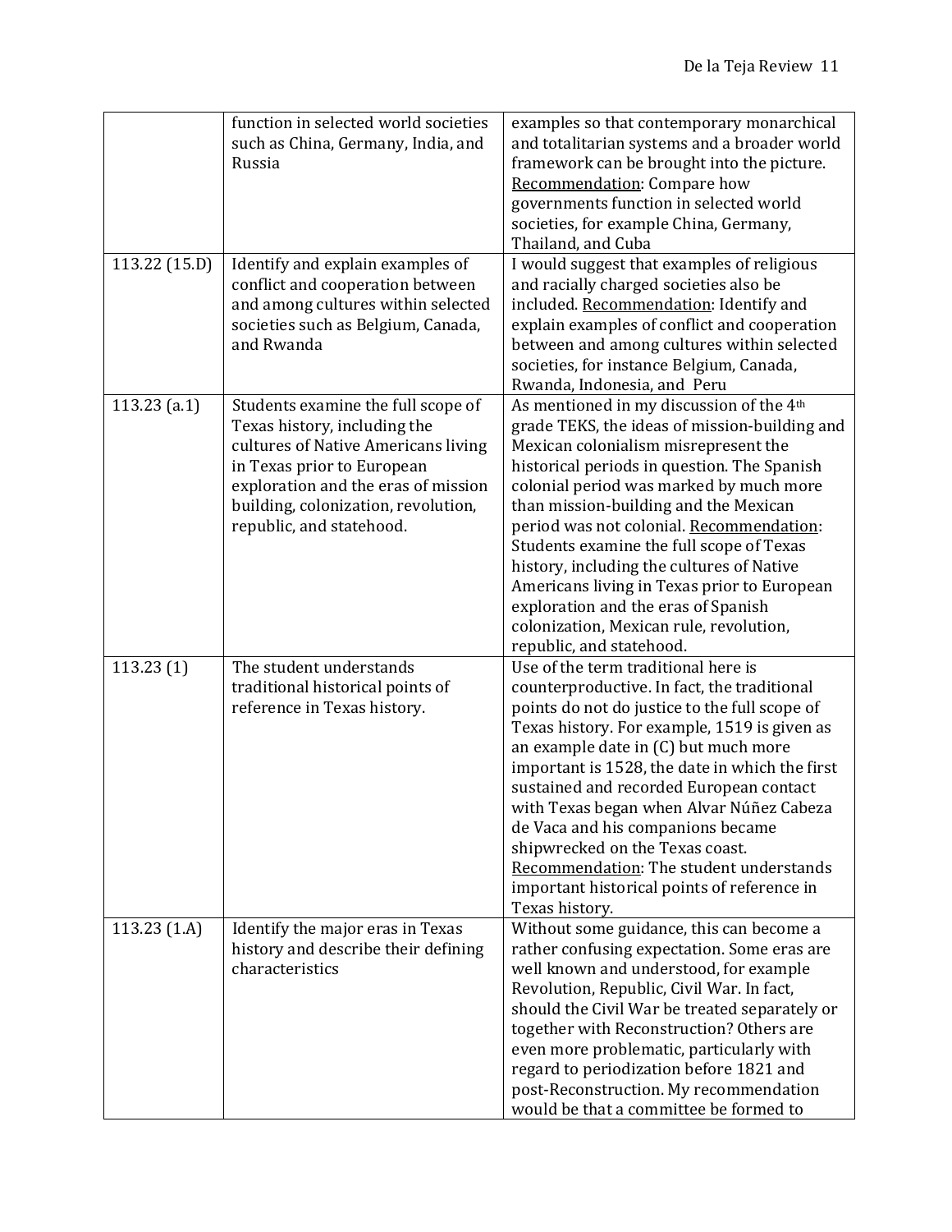|  |  |  |
|---|---|---|
|  | function in selected world societies such as China, Germany, India, and Russia | examples so that contemporary monarchical and totalitarian systems and a broader world framework can be brought into the picture. Recommendation: Compare how governments function in selected world societies, for example China, Germany, Thailand, and Cuba |
| 113.22 (15.D) | Identify and explain examples of conflict and cooperation between and among cultures within selected societies such as Belgium, Canada, and Rwanda | I would suggest that examples of religious and racially charged societies also be included. Recommendation: Identify and explain examples of conflict and cooperation between and among cultures within selected societies, for instance Belgium, Canada, Rwanda, Indonesia, and Peru |
| 113.23 (a.1) | Students examine the full scope of Texas history, including the cultures of Native Americans living in Texas prior to European exploration and the eras of mission building, colonization, revolution, republic, and statehood. | As mentioned in my discussion of the 4th grade TEKS, the ideas of mission-building and Mexican colonialism misrepresent the historical periods in question. The Spanish colonial period was marked by much more than mission-building and the Mexican period was not colonial. Recommendation: Students examine the full scope of Texas history, including the cultures of Native Americans living in Texas prior to European exploration and the eras of Spanish colonization, Mexican rule, revolution, republic, and statehood. |
| 113.23 (1) | The student understands traditional historical points of reference in Texas history. | Use of the term traditional here is counterproductive. In fact, the traditional points do not do justice to the full scope of Texas history. For example, 1519 is given as an example date in (C) but much more important is 1528, the date in which the first sustained and recorded European contact with Texas began when Alvar Núñez Cabeza de Vaca and his companions became shipwrecked on the Texas coast. Recommendation: The student understands important historical points of reference in Texas history. |
| 113.23 (1.A) | Identify the major eras in Texas history and describe their defining characteristics | Without some guidance, this can become a rather confusing expectation. Some eras are well known and understood, for example Revolution, Republic, Civil War. In fact, should the Civil War be treated separately or together with Reconstruction? Others are even more problematic, particularly with regard to periodization before 1821 and post-Reconstruction. My recommendation would be that a committee be formed to |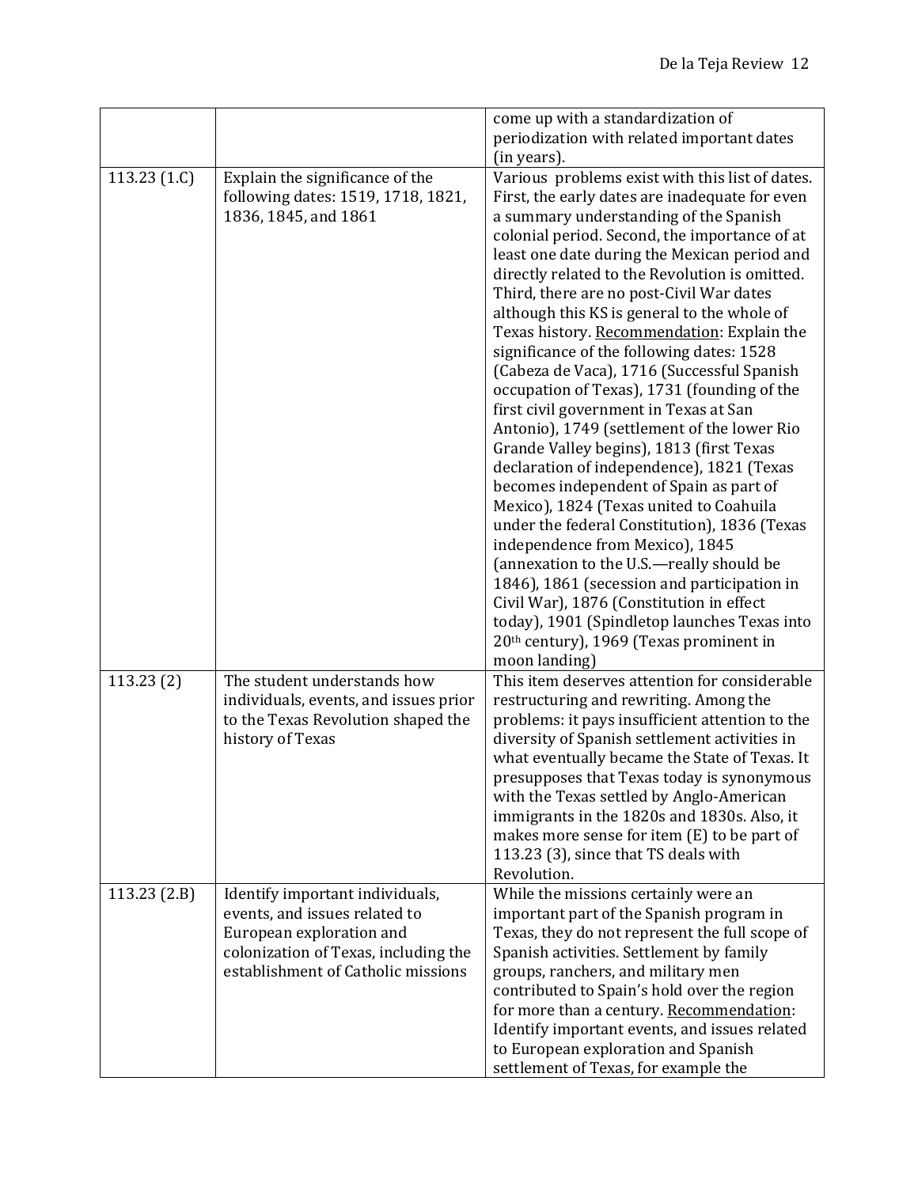| | | |
|---|---|---|
| | | come up with a standardization of periodization with related important dates (in years). |
| 113.23 (1.C) | Explain the significance of the following dates: 1519, 1718, 1821, 1836, 1845, and 1861 | Various problems exist with this list of dates. First, the early dates are inadequate for even a summary understanding of the Spanish colonial period. Second, the importance of at least one date during the Mexican period and directly related to the Revolution is omitted. Third, there are no post-Civil War dates although this KS is general to the whole of Texas history. <u>Recommendation</u>: Explain the significance of the following dates: 1528 (Cabeza de Vaca), 1716 (Successful Spanish occupation of Texas), 1731 (founding of the first civil government in Texas at San Antonio), 1749 (settlement of the lower Rio Grande Valley begins), 1813 (first Texas declaration of independence), 1821 (Texas becomes independent of Spain as part of Mexico), 1824 (Texas united to Coahuila under the federal Constitution), 1836 (Texas independence from Mexico), 1845 (annexation to the U.S.—really should be 1846), 1861 (secession and participation in Civil War), 1876 (Constitution in effect today), 1901 (Spindletop launches Texas into 20th century), 1969 (Texas prominent in moon landing) |
| 113.23 (2) | The student understands how individuals, events, and issues prior to the Texas Revolution shaped the history of Texas | This item deserves attention for considerable restructuring and rewriting. Among the problems: it pays insufficient attention to the diversity of Spanish settlement activities in what eventually became the State of Texas. It presupposes that Texas today is synonymous with the Texas settled by Anglo-American immigrants in the 1820s and 1830s. Also, it makes more sense for item (E) to be part of 113.23 (3), since that TS deals with Revolution. |
| 113.23 (2.B) | Identify important individuals, events, and issues related to European exploration and colonization of Texas, including the establishment of Catholic missions | While the missions certainly were an important part of the Spanish program in Texas, they do not represent the full scope of Spanish activities. Settlement by family groups, ranchers, and military men contributed to Spain's hold over the region for more than a century. <u>Recommendation</u>: Identify important events, and issues related to European exploration and Spanish settlement of Texas, for example the |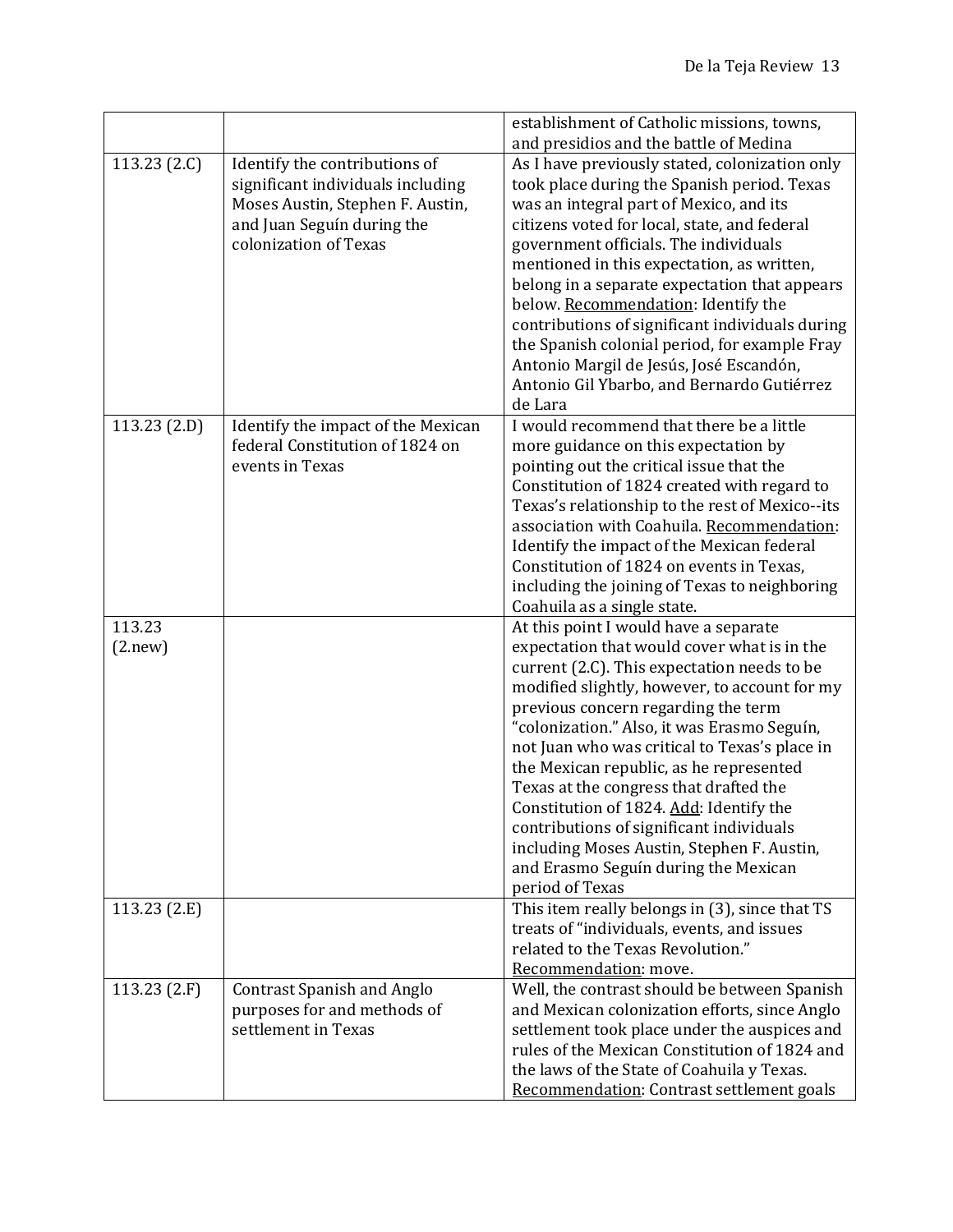| | | |
|---|---|---|
| | | establishment of Catholic missions, towns, and presidios and the battle of Medina |
| 113.23 (2.C) | Identify the contributions of significant individuals including Moses Austin, Stephen F. Austin, and Juan Seguín during the colonization of Texas | As I have previously stated, colonization only took place during the Spanish period. Texas was an integral part of Mexico, and its citizens voted for local, state, and federal government officials. The individuals mentioned in this expectation, as written, belong in a separate expectation that appears below. <u>Recommendation</u>: Identify the contributions of significant individuals during the Spanish colonial period, for example Fray Antonio Margil de Jesús, José Escandón, Antonio Gil Ybarbo, and Bernardo Gutiérrez de Lara |
| 113.23 (2.D) | Identify the impact of the Mexican federal Constitution of 1824 on events in Texas | I would recommend that there be a little more guidance on this expectation by pointing out the critical issue that the Constitution of 1824 created with regard to Texas's relationship to the rest of Mexico--its association with Coahuila. <u>Recommendation</u>: Identify the impact of the Mexican federal Constitution of 1824 on events in Texas, including the joining of Texas to neighboring Coahuila as a single state. |
| 113.23 (2.new) | | At this point I would have a separate expectation that would cover what is in the current (2.C). This expectation needs to be modified slightly, however, to account for my previous concern regarding the term "colonization." Also, it was Erasmo Seguín, not Juan who was critical to Texas's place in the Mexican republic, as he represented Texas at the congress that drafted the Constitution of 1824. <u>Add</u>: Identify the contributions of significant individuals including Moses Austin, Stephen F. Austin, and Erasmo Seguín during the Mexican period of Texas |
| 113.23 (2.E) | | This item really belongs in (3), since that TS treats of "individuals, events, and issues related to the Texas Revolution." <u>Recommendation</u>: move. |
| 113.23 (2.F) | Contrast Spanish and Anglo purposes for and methods of settlement in Texas | Well, the contrast should be between Spanish and Mexican colonization efforts, since Anglo settlement took place under the auspices and rules of the Mexican Constitution of 1824 and the laws of the State of Coahuila y Texas. <u>Recommendation</u>: Contrast settlement goals |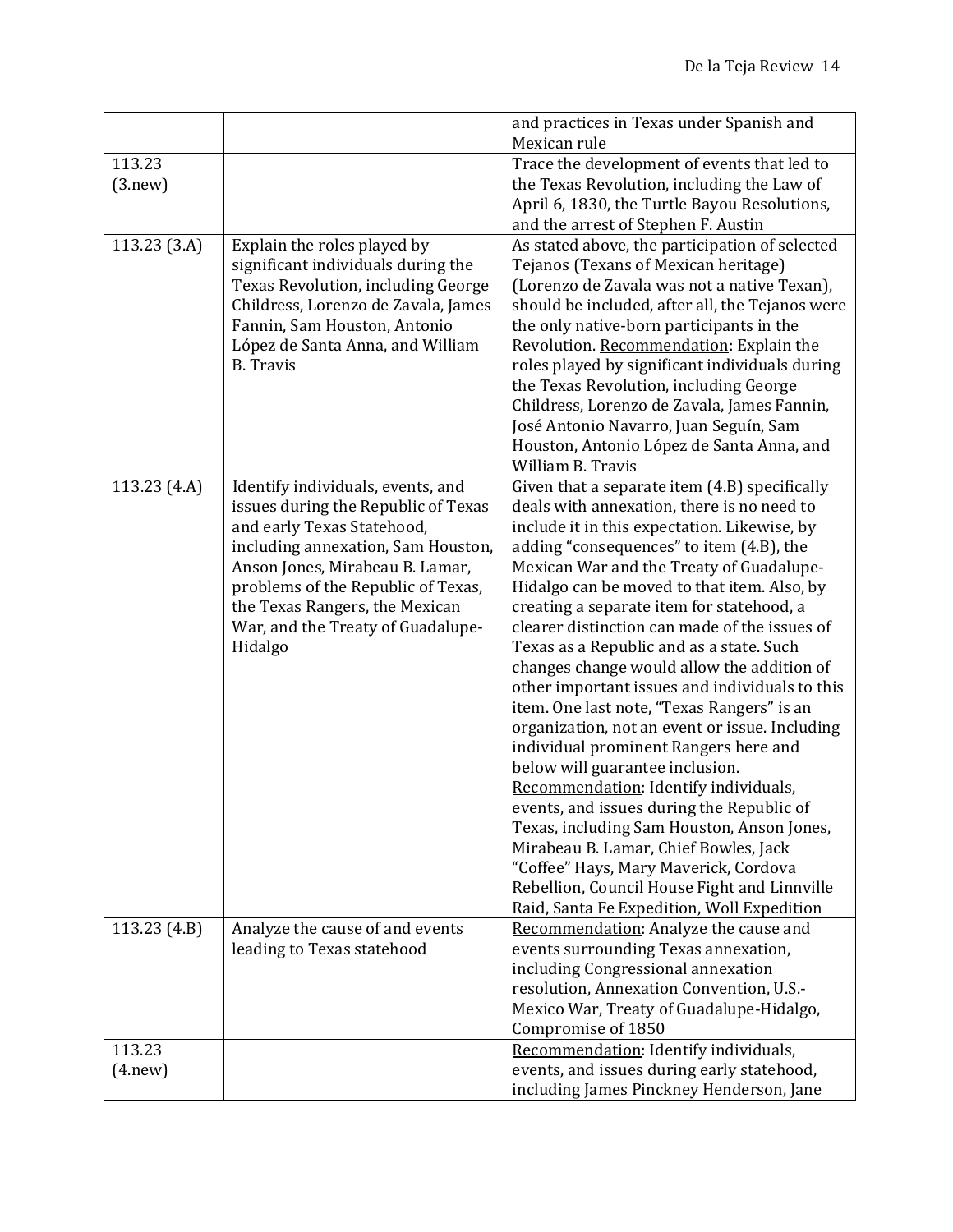| | | |
|---|---|---|
| | | and practices in Texas under Spanish and Mexican rule |
| 113.23 (3.new) | | Trace the development of events that led to the Texas Revolution, including the Law of April 6, 1830, the Turtle Bayou Resolutions, and the arrest of Stephen F. Austin |
| 113.23 (3.A) | Explain the roles played by significant individuals during the Texas Revolution, including George Childress, Lorenzo de Zavala, James Fannin, Sam Houston, Antonio López de Santa Anna, and William B. Travis | As stated above, the participation of selected Tejanos (Texans of Mexican heritage) (Lorenzo de Zavala was not a native Texan), should be included, after all, the Tejanos were the only native-born participants in the Revolution. <u>Recommendation</u>: Explain the roles played by significant individuals during the Texas Revolution, including George Childress, Lorenzo de Zavala, James Fannin, José Antonio Navarro, Juan Seguín, Sam Houston, Antonio López de Santa Anna, and William B. Travis |
| 113.23 (4.A) | Identify individuals, events, and issues during the Republic of Texas and early Texas Statehood, including annexation, Sam Houston, Anson Jones, Mirabeau B. Lamar, problems of the Republic of Texas, the Texas Rangers, the Mexican War, and the Treaty of Guadalupe-Hidalgo | Given that a separate item (4.B) specifically deals with annexation, there is no need to include it in this expectation. Likewise, by adding "consequences" to item (4.B), the Mexican War and the Treaty of Guadalupe-Hidalgo can be moved to that item. Also, by creating a separate item for statehood, a clearer distinction can made of the issues of Texas as a Republic and as a state. Such changes change would allow the addition of other important issues and individuals to this item. One last note, "Texas Rangers" is an organization, not an event or issue. Including individual prominent Rangers here and below will guarantee inclusion. <u>Recommendation</u>: Identify individuals, events, and issues during the Republic of Texas, including Sam Houston, Anson Jones, Mirabeau B. Lamar, Chief Bowles, Jack "Coffee" Hays, Mary Maverick, Cordova Rebellion, Council House Fight and Linnville Raid, Santa Fe Expedition, Woll Expedition |
| 113.23 (4.B) | Analyze the cause of and events leading to Texas statehood | <u>Recommendation</u>: Analyze the cause and events surrounding Texas annexation, including Congressional annexation resolution, Annexation Convention, U.S.-Mexico War, Treaty of Guadalupe-Hidalgo, Compromise of 1850 |
| 113.23 (4.new) | | <u>Recommendation</u>: Identify individuals, events, and issues during early statehood, including James Pinckney Henderson, Jane |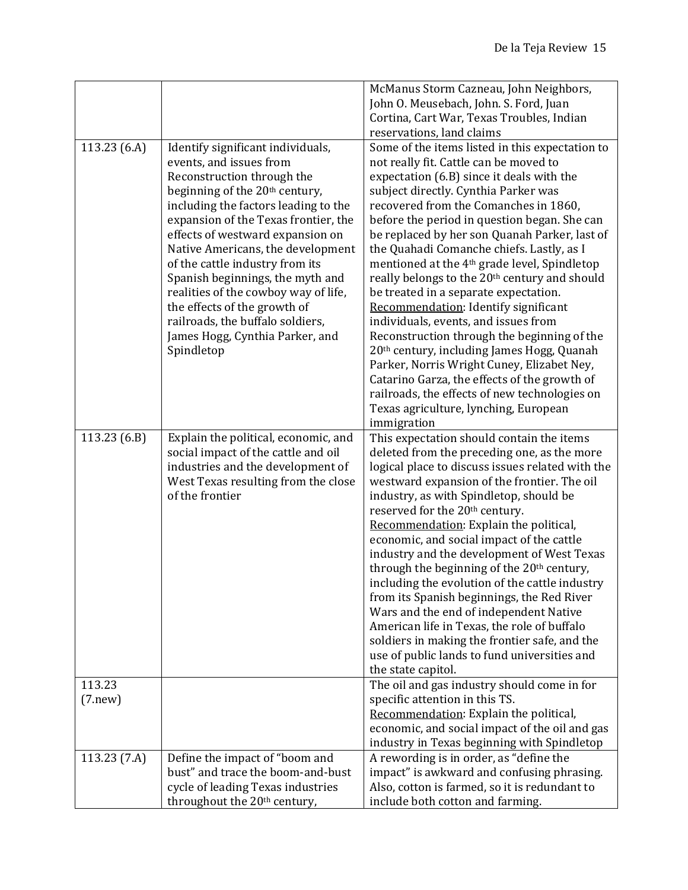| | | |
|---|---|---|
| | | McManus Storm Cazneau, John Neighbors, John O. Meusebach, John. S. Ford, Juan Cortina, Cart War, Texas Troubles, Indian reservations, land claims |
| 113.23 (6.A) | Identify significant individuals, events, and issues from Reconstruction through the beginning of the 20th century, including the factors leading to the expansion of the Texas frontier, the effects of westward expansion on Native Americans, the development of the cattle industry from its Spanish beginnings, the myth and realities of the cowboy way of life, the effects of the growth of railroads, the buffalo soldiers, James Hogg, Cynthia Parker, and Spindletop | Some of the items listed in this expectation to not really fit. Cattle can be moved to expectation (6.B) since it deals with the subject directly. Cynthia Parker was recovered from the Comanches in 1860, before the period in question began. She can be replaced by her son Quanah Parker, last of the Quahadi Comanche chiefs. Lastly, as I mentioned at the 4th grade level, Spindletop really belongs to the 20th century and should be treated in a separate expectation. <u>Recommendation</u>: Identify significant individuals, events, and issues from Reconstruction through the beginning of the 20th century, including James Hogg, Quanah Parker, Norris Wright Cuney, Elizabet Ney, Catarino Garza, the effects of the growth of railroads, the effects of new technologies on Texas agriculture, lynching, European immigration |
| 113.23 (6.B) | Explain the political, economic, and social impact of the cattle and oil industries and the development of West Texas resulting from the close of the frontier | This expectation should contain the items deleted from the preceding one, as the more logical place to discuss issues related with the westward expansion of the frontier. The oil industry, as with Spindletop, should be reserved for the 20th century. <u>Recommendation</u>: Explain the political, economic, and social impact of the cattle industry and the development of West Texas through the beginning of the 20th century, including the evolution of the cattle industry from its Spanish beginnings, the Red River Wars and the end of independent Native American life in Texas, the role of buffalo soldiers in making the frontier safe, and the use of public lands to fund universities and the state capitol. |
| 113.23 (7.new) | | The oil and gas industry should come in for specific attention in this TS. <u>Recommendation</u>: Explain the political, economic, and social impact of the oil and gas industry in Texas beginning with Spindletop |
| 113.23 (7.A) | Define the impact of "boom and bust" and trace the boom-and-bust cycle of leading Texas industries throughout the 20th century, | A rewording is in order, as "define the impact" is awkward and confusing phrasing. Also, cotton is farmed, so it is redundant to include both cotton and farming. |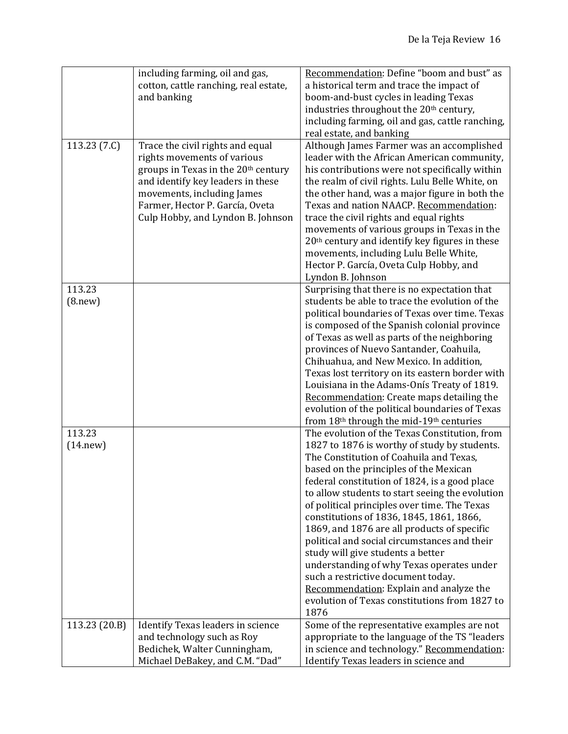| | | |
|---|---|---|
| | including farming, oil and gas, cotton, cattle ranching, real estate, and banking | Recommendation: Define "boom and bust" as a historical term and trace the impact of boom-and-bust cycles in leading Texas industries throughout the 20th century, including farming, oil and gas, cattle ranching, real estate, and banking |
| 113.23 (7.C) | Trace the civil rights and equal rights movements of various groups in Texas in the 20th century and identify key leaders in these movements, including James Farmer, Hector P. García, Oveta Culp Hobby, and Lyndon B. Johnson | Although James Farmer was an accomplished leader with the African American community, his contributions were not specifically within the realm of civil rights. Lulu Belle White, on the other hand, was a major figure in both the Texas and nation NAACP. Recommendation: trace the civil rights and equal rights movements of various groups in Texas in the 20th century and identify key figures in these movements, including Lulu Belle White, Hector P. García, Oveta Culp Hobby, and Lyndon B. Johnson |
| 113.23 (8.new) | | Surprising that there is no expectation that students be able to trace the evolution of the political boundaries of Texas over time. Texas is composed of the Spanish colonial province of Texas as well as parts of the neighboring provinces of Nuevo Santander, Coahuila, Chihuahua, and New Mexico. In addition, Texas lost territory on its eastern border with Louisiana in the Adams-Onís Treaty of 1819. Recommendation: Create maps detailing the evolution of the political boundaries of Texas from 18th through the mid-19th centuries |
| 113.23 (14.new) | | The evolution of the Texas Constitution, from 1827 to 1876 is worthy of study by students. The Constitution of Coahuila and Texas, based on the principles of the Mexican federal constitution of 1824, is a good place to allow students to start seeing the evolution of political principles over time. The Texas constitutions of 1836, 1845, 1861, 1866, 1869, and 1876 are all products of specific political and social circumstances and their study will give students a better understanding of why Texas operates under such a restrictive document today. Recommendation: Explain and analyze the evolution of Texas constitutions from 1827 to 1876 |
| 113.23 (20.B) | Identify Texas leaders in science and technology such as Roy Bedichek, Walter Cunningham, Michael DeBakey, and C.M. "Dad" | Some of the representative examples are not appropriate to the language of the TS "leaders in science and technology." Recommendation: Identify Texas leaders in science and |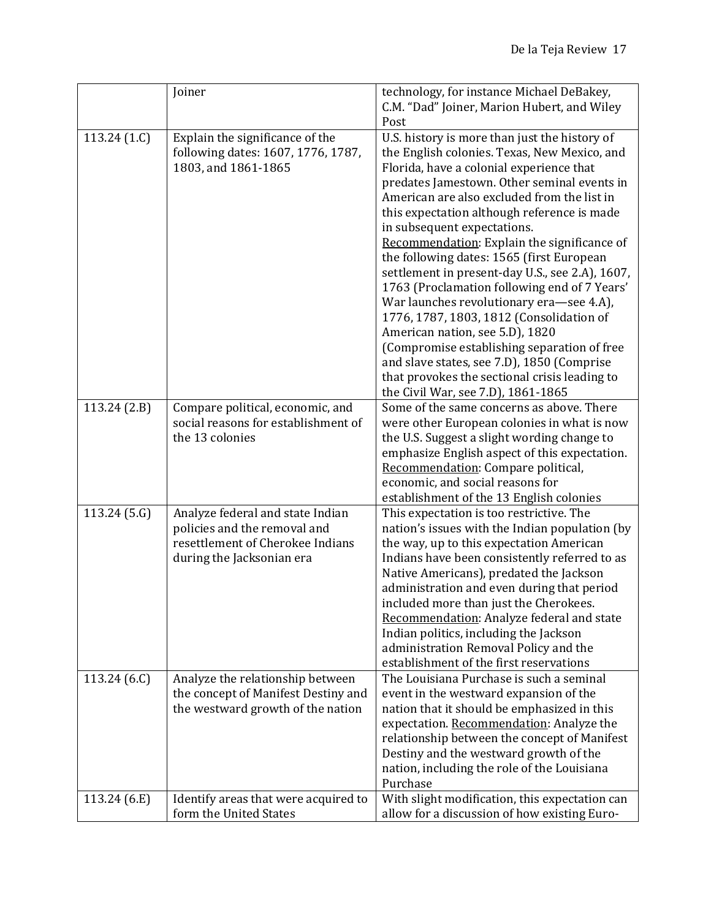| | Joiner | technology, for instance Michael DeBakey, C.M. "Dad" Joiner, Marion Hubert, and Wiley Post |
|---|---|---|
| 113.24 (1.C) | Explain the significance of the following dates: 1607, 1776, 1787, 1803, and 1861-1865 | U.S. history is more than just the history of the English colonies. Texas, New Mexico, and Florida, have a colonial experience that predates Jamestown. Other seminal events in American are also excluded from the list in this expectation although reference is made in subsequent expectations. <u>Recommendation</u>: Explain the significance of the following dates: 1565 (first European settlement in present-day U.S., see 2.A), 1607, 1763 (Proclamation following end of 7 Years' War launches revolutionary era—see 4.A), 1776, 1787, 1803, 1812 (Consolidation of American nation, see 5.D), 1820 (Compromise establishing separation of free and slave states, see 7.D), 1850 (Comprise that provokes the sectional crisis leading to the Civil War, see 7.D), 1861-1865 |
| 113.24 (2.B) | Compare political, economic, and social reasons for establishment of the 13 colonies | Some of the same concerns as above. There were other European colonies in what is now the U.S. Suggest a slight wording change to emphasize English aspect of this expectation. <u>Recommendation</u>: Compare political, economic, and social reasons for establishment of the 13 English colonies |
| 113.24 (5.G) | Analyze federal and state Indian policies and the removal and resettlement of Cherokee Indians during the Jacksonian era | This expectation is too restrictive. The nation's issues with the Indian population (by the way, up to this expectation American Indians have been consistently referred to as Native Americans), predated the Jackson administration and even during that period included more than just the Cherokees. <u>Recommendation</u>: Analyze federal and state Indian politics, including the Jackson administration Removal Policy and the establishment of the first reservations |
| 113.24 (6.C) | Analyze the relationship between the concept of Manifest Destiny and the westward growth of the nation | The Louisiana Purchase is such a seminal event in the westward expansion of the nation that it should be emphasized in this expectation. <u>Recommendation</u>: Analyze the relationship between the concept of Manifest Destiny and the westward growth of the nation, including the role of the Louisiana Purchase |
| 113.24 (6.E) | Identify areas that were acquired to form the United States | With slight modification, this expectation can allow for a discussion of how existing Euro- |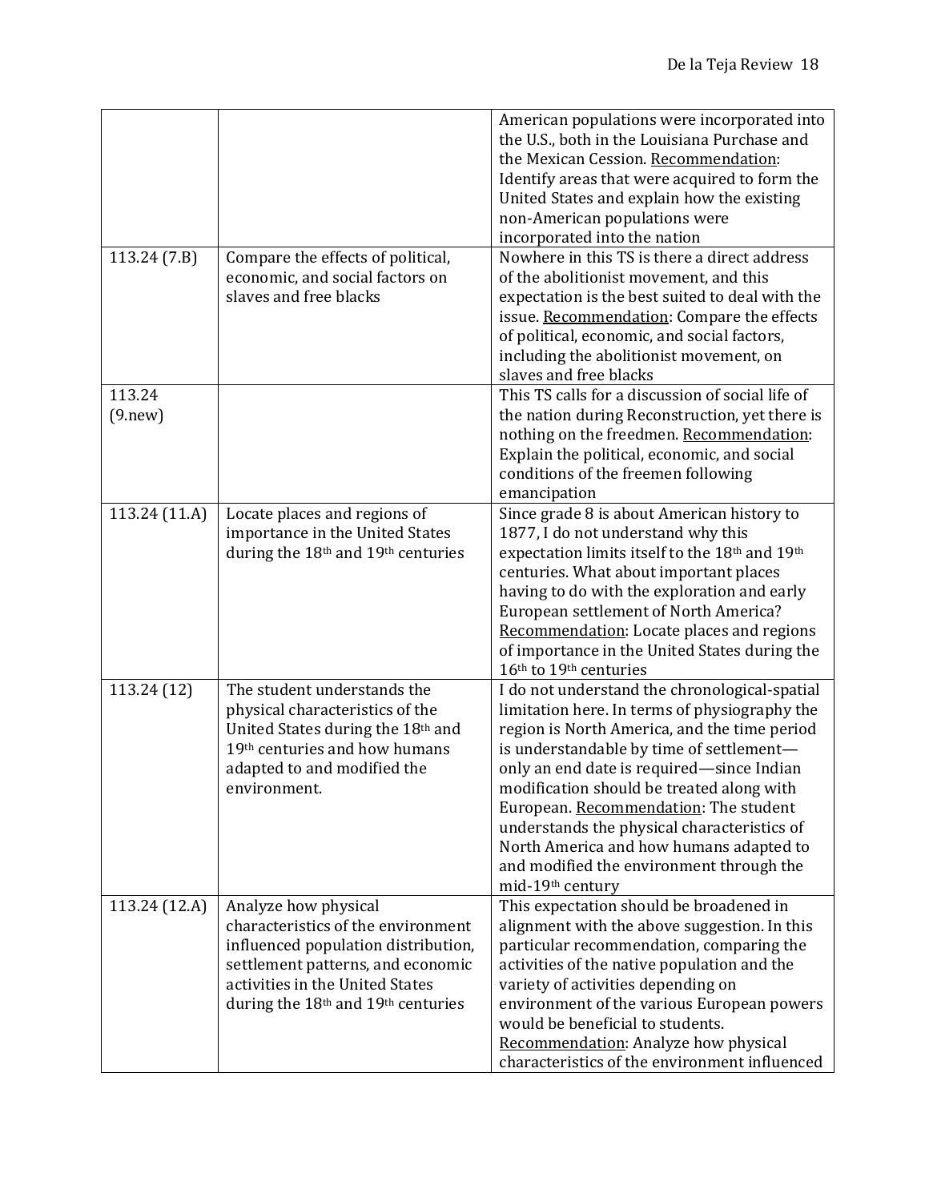| | | |
|---|---|---|
| | | American populations were incorporated into the U.S., both in the Louisiana Purchase and the Mexican Cession. Recommendation: Identify areas that were acquired to form the United States and explain how the existing non-American populations were incorporated into the nation |
| 113.24 (7.B) | Compare the effects of political, economic, and social factors on slaves and free blacks | Nowhere in this TS is there a direct address of the abolitionist movement, and this expectation is the best suited to deal with the issue. Recommendation: Compare the effects of political, economic, and social factors, including the abolitionist movement, on slaves and free blacks |
| 113.24 (9.new) | | This TS calls for a discussion of social life of the nation during Reconstruction, yet there is nothing on the freedmen. Recommendation: Explain the political, economic, and social conditions of the freemen following emancipation |
| 113.24 (11.A) | Locate places and regions of importance in the United States during the 18th and 19th centuries | Since grade 8 is about American history to 1877, I do not understand why this expectation limits itself to the 18th and 19th centuries. What about important places having to do with the exploration and early European settlement of North America? Recommendation: Locate places and regions of importance in the United States during the 16th to 19th centuries |
| 113.24 (12) | The student understands the physical characteristics of the United States during the 18th and 19th centuries and how humans adapted to and modified the environment. | I do not understand the chronological-spatial limitation here. In terms of physiography the region is North America, and the time period is understandable by time of settlement—only an end date is required—since Indian modification should be treated along with European. Recommendation: The student understands the physical characteristics of North America and how humans adapted to and modified the environment through the mid-19th century |
| 113.24 (12.A) | Analyze how physical characteristics of the environment influenced population distribution, settlement patterns, and economic activities in the United States during the 18th and 19th centuries | This expectation should be broadened in alignment with the above suggestion. In this particular recommendation, comparing the activities of the native population and the variety of activities depending on environment of the various European powers would be beneficial to students. Recommendation: Analyze how physical characteristics of the environment influenced |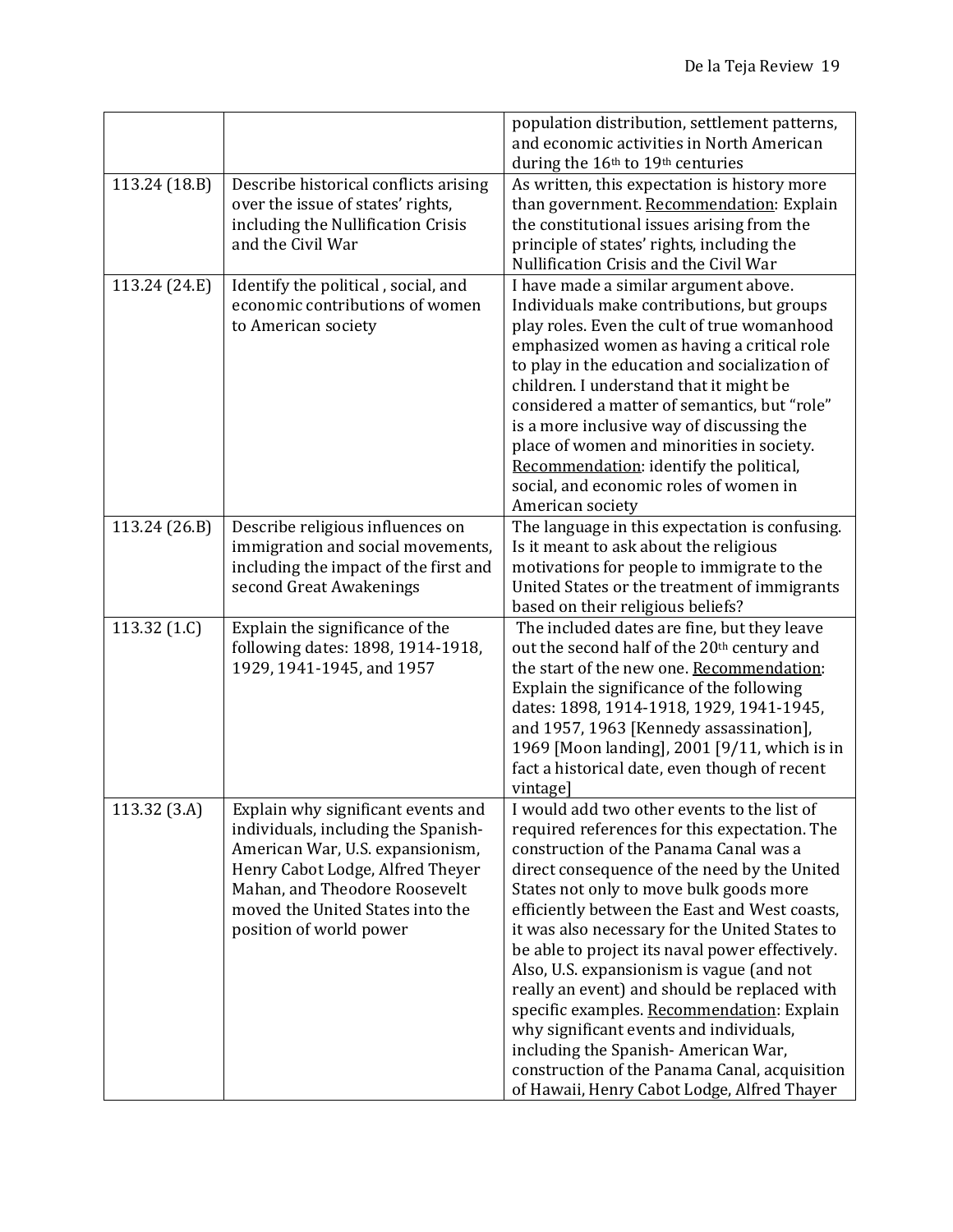| | | |
|---|---|---|
| | | population distribution, settlement patterns, and economic activities in North American during the 16th to 19th centuries |
| 113.24 (18.B) | Describe historical conflicts arising over the issue of states' rights, including the Nullification Crisis and the Civil War | As written, this expectation is history more than government. Recommendation: Explain the constitutional issues arising from the principle of states' rights, including the Nullification Crisis and the Civil War |
| 113.24 (24.E) | Identify the political , social, and economic contributions of women to American society | I have made a similar argument above. Individuals make contributions, but groups play roles. Even the cult of true womanhood emphasized women as having a critical role to play in the education and socialization of children. I understand that it might be considered a matter of semantics, but "role" is a more inclusive way of discussing the place of women and minorities in society. Recommendation: identify the political, social, and economic roles of women in American society |
| 113.24 (26.B) | Describe religious influences on immigration and social movements, including the impact of the first and second Great Awakenings | The language in this expectation is confusing. Is it meant to ask about the religious motivations for people to immigrate to the United States or the treatment of immigrants based on their religious beliefs? |
| 113.32 (1.C) | Explain the significance of the following dates: 1898, 1914-1918, 1929, 1941-1945, and 1957 | The included dates are fine, but they leave out the second half of the 20th century and the start of the new one. Recommendation: Explain the significance of the following dates: 1898, 1914-1918, 1929, 1941-1945, and 1957, 1963 [Kennedy assassination], 1969 [Moon landing], 2001 [9/11, which is in fact a historical date, even though of recent vintage] |
| 113.32 (3.A) | Explain why significant events and individuals, including the Spanish-American War, U.S. expansionism, Henry Cabot Lodge, Alfred Theyer Mahan, and Theodore Roosevelt moved the United States into the position of world power | I would add two other events to the list of required references for this expectation. The construction of the Panama Canal was a direct consequence of the need by the United States not only to move bulk goods more efficiently between the East and West coasts, it was also necessary for the United States to be able to project its naval power effectively. Also, U.S. expansionism is vague (and not really an event) and should be replaced with specific examples. Recommendation: Explain why significant events and individuals, including the Spanish- American War, construction of the Panama Canal, acquisition of Hawaii, Henry Cabot Lodge, Alfred Thayer |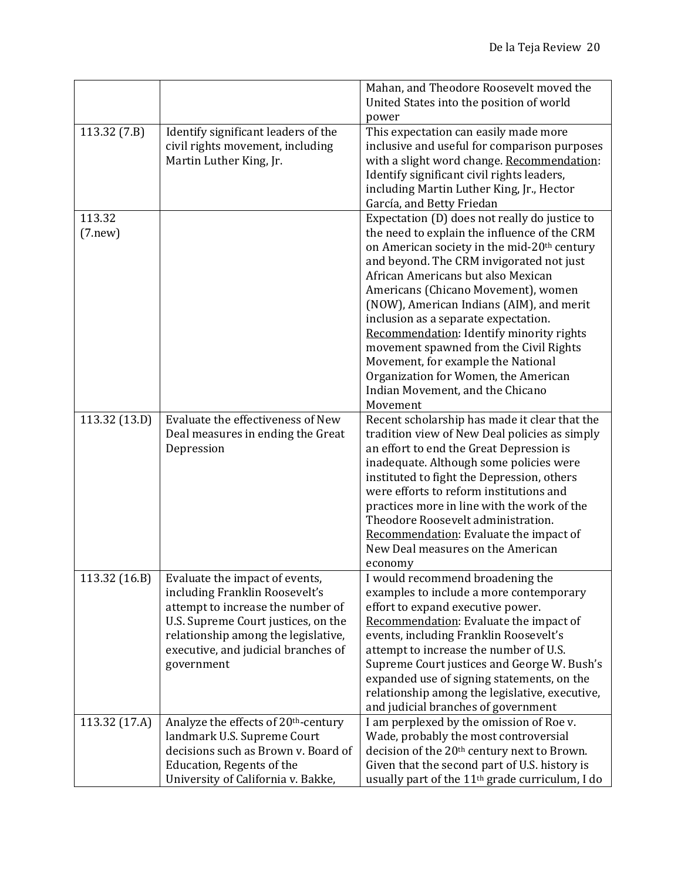| | | |
|---|---|---|
| | | Mahan, and Theodore Roosevelt moved the United States into the position of world power |
| 113.32 (7.B) | Identify significant leaders of the civil rights movement, including Martin Luther King, Jr. | This expectation can easily made more inclusive and useful for comparison purposes with a slight word change. Recommendation: Identify significant civil rights leaders, including Martin Luther King, Jr., Hector García, and Betty Friedan |
| 113.32 (7.new) | | Expectation (D) does not really do justice to the need to explain the influence of the CRM on American society in the mid-20th century and beyond. The CRM invigorated not just African Americans but also Mexican Americans (Chicano Movement), women (NOW), American Indians (AIM), and merit inclusion as a separate expectation. Recommendation: Identify minority rights movement spawned from the Civil Rights Movement, for example the National Organization for Women, the American Indian Movement, and the Chicano Movement |
| 113.32 (13.D) | Evaluate the effectiveness of New Deal measures in ending the Great Depression | Recent scholarship has made it clear that the tradition view of New Deal policies as simply an effort to end the Great Depression is inadequate. Although some policies were instituted to fight the Depression, others were efforts to reform institutions and practices more in line with the work of the Theodore Roosevelt administration. Recommendation: Evaluate the impact of New Deal measures on the American economy |
| 113.32 (16.B) | Evaluate the impact of events, including Franklin Roosevelt's attempt to increase the number of U.S. Supreme Court justices, on the relationship among the legislative, executive, and judicial branches of government | I would recommend broadening the examples to include a more contemporary effort to expand executive power. Recommendation: Evaluate the impact of events, including Franklin Roosevelt's attempt to increase the number of U.S. Supreme Court justices and George W. Bush's expanded use of signing statements, on the relationship among the legislative, executive, and judicial branches of government |
| 113.32 (17.A) | Analyze the effects of 20th-century landmark U.S. Supreme Court decisions such as Brown v. Board of Education, Regents of the University of California v. Bakke, | I am perplexed by the omission of Roe v. Wade, probably the most controversial decision of the 20th century next to Brown. Given that the second part of U.S. history is usually part of the 11th grade curriculum, I do |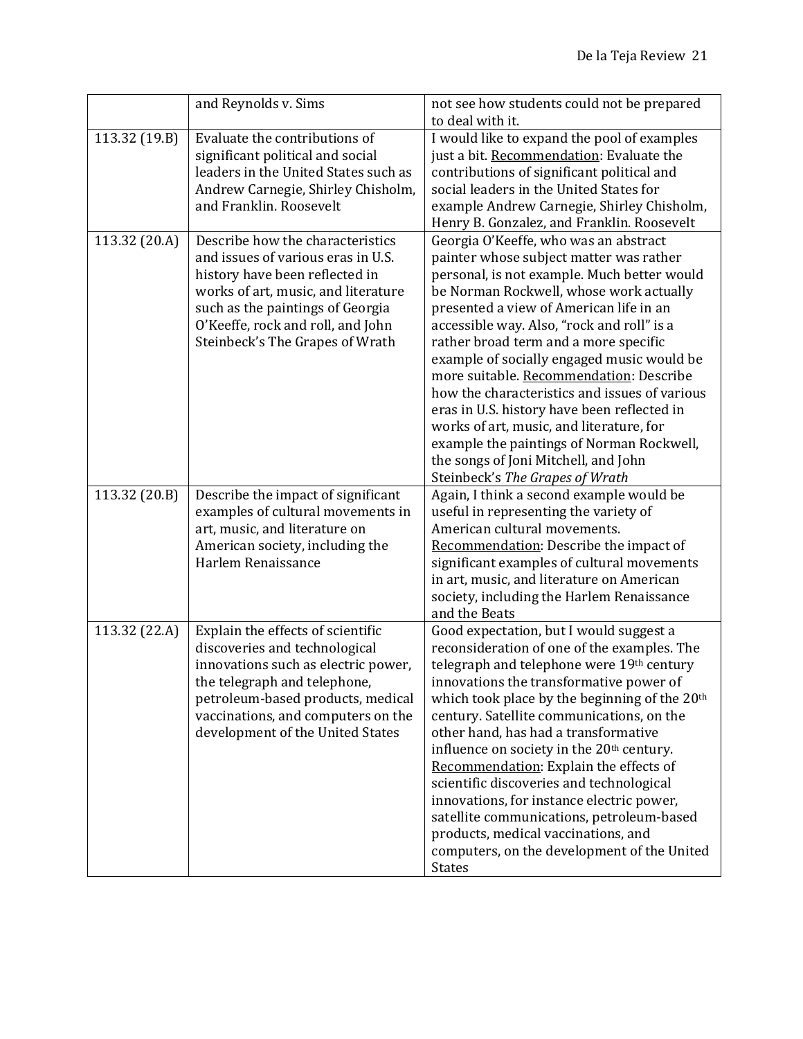| | | |
|---|---|---|
| | and Reynolds v. Sims | not see how students could not be prepared to deal with it. |
| 113.32 (19.B) | Evaluate the contributions of significant political and social leaders in the United States such as Andrew Carnegie, Shirley Chisholm, and Franklin. Roosevelt | I would like to expand the pool of examples just a bit. <u>Recommendation</u>: Evaluate the contributions of significant political and social leaders in the United States for example Andrew Carnegie, Shirley Chisholm, Henry B. Gonzalez, and Franklin. Roosevelt |
| 113.32 (20.A) | Describe how the characteristics and issues of various eras in U.S. history have been reflected in works of art, music, and literature such as the paintings of Georgia O'Keeffe, rock and roll, and John Steinbeck's The Grapes of Wrath | Georgia O'Keeffe, who was an abstract painter whose subject matter was rather personal, is not example. Much better would be Norman Rockwell, whose work actually presented a view of American life in an accessible way. Also, "rock and roll" is a rather broad term and a more specific example of socially engaged music would be more suitable. <u>Recommendation</u>: Describe how the characteristics and issues of various eras in U.S. history have been reflected in works of art, music, and literature, for example the paintings of Norman Rockwell, the songs of Joni Mitchell, and John Steinbeck's *The Grapes of Wrath* |
| 113.32 (20.B) | Describe the impact of significant examples of cultural movements in art, music, and literature on American society, including the Harlem Renaissance | Again, I think a second example would be useful in representing the variety of American cultural movements. <u>Recommendation</u>: Describe the impact of significant examples of cultural movements in art, music, and literature on American society, including the Harlem Renaissance and the Beats |
| 113.32 (22.A) | Explain the effects of scientific discoveries and technological innovations such as electric power, the telegraph and telephone, petroleum-based products, medical vaccinations, and computers on the development of the United States | Good expectation, but I would suggest a reconsideration of one of the examples. The telegraph and telephone were 19th century innovations the transformative power of which took place by the beginning of the 20th century. Satellite communications, on the other hand, has had a transformative influence on society in the 20th century. <u>Recommendation</u>: Explain the effects of scientific discoveries and technological innovations, for instance electric power, satellite communications, petroleum-based products, medical vaccinations, and computers, on the development of the United States |